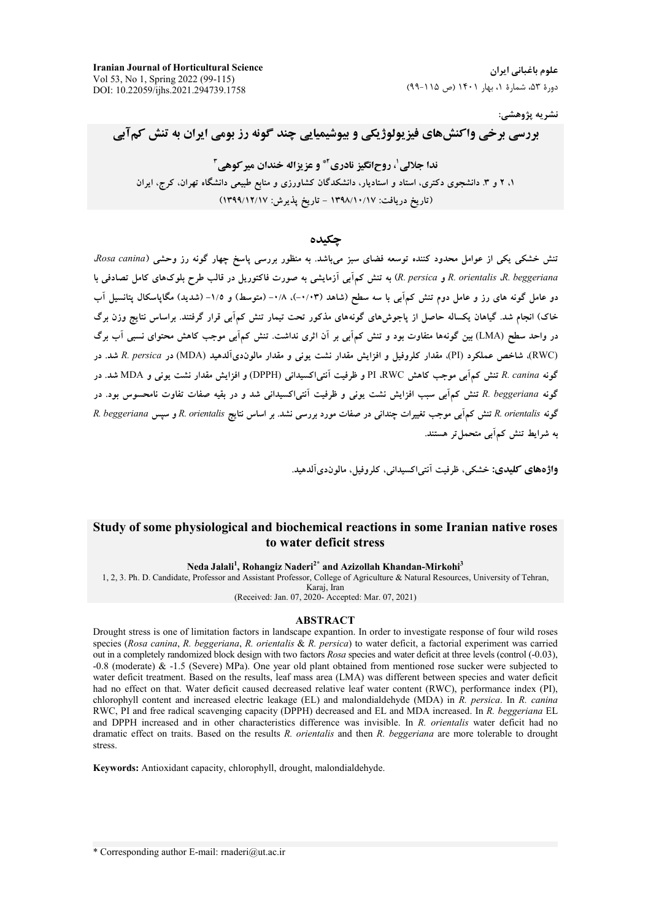**Iranian Journal of Horticultural Science**
Vol 53, No 1, Spring 2022 (99-115)
DOI: 10.22059/ijhs.2021.294739.1758

**علوم باغبانی ایران**
دورهٔ ۵۳، شمارهٔ ۱، بهار ۱۴۰۱ (ص ۱۱۵-۹۹)

**نشریه پژوهشی:**

# بررسی برخی واکنش‌های فیزیولوژیکی و بیوشیمیایی چند گونه رز بومی ایران به تنش کم‌آبی

**ندا جلالی[1]، روح‌انگیز نادری[2]* و عزیزاله خندان میرکوهی[3]**

۱، ۲ و ۳. دانشجوی دکتری، استاد و استادیار، دانشکدگان کشاورزی و منابع طبیعی دانشگاه تهران، کرج، ایران

(تاریخ دریافت: ۱۳۹۸/۱۰/۱۷ - تاریخ پذیرش: ۱۳۹۹/۱۲/۱۷)

## چکیده

تنش خشکی یکی از عوامل محدود کننده توسعه فضای سبز می‌باشد. به منظور بررسی پاسخ چهار گونه رز وحشی (*Rosa canina*، *R. beggeriana*، *R. orientalis* و *R. persica*) به تنش کم‌آبی آزمایشی به صورت فاکتوریل در قالب طرح بلوک‌های کامل تصادفی با دو عامل گونه های رز و عامل دوم تنش کم‌آبی با سه سطح (شاهد (۰/۰۳-)، ۰/۸- (متوسط) و ۱/۵- (شدید) مگاپاسکال پتانسیل آب خاک) انجام شد. گیاهان یکساله حاصل از پاجوش‌های گونه‌های مذکور تحت تیمار تنش کم‌آبی قرار گرفتند. براساس نتایج وزن برگ در واحد سطح (LMA) بین گونه‌ها متفاوت بود و تنش کم‌آبی بر آن اثری نداشت. تنش کم‌آبی موجب کاهش محتوای نسبی آب برگ (RWC)، شاخص عملکرد (PI)، مقدار کلروفیل و افزایش مقدار نشت یونی و مقدار مالون‌دی‌آلدهید (MDA) در *R. persica* شد. در گونه *R. canina* تنش کم‌آبی موجب کاهش RWC، PI و ظرفیت آنتی‌اکسیدانی (DPPH) و افزایش مقدار نشت یونی و MDA شد. در گونه *R. beggeriana* تنش کم‌آبی سبب افزایش نشت یونی و ظرفیت آنتی‌اکسیدانی شد و در بقیه صفات تفاوت نامحسوس بود. در گونه *R. orientalis* تنش کم‌آبی موجب تغییرات چندانی در صفات مورد بررسی نشد. بر اساس نتایج *R. orientalis* و سپس *R. beggeriana* به شرایط تنش کم‌آبی متحمل‌تر هستند.

**واژه‌های کلیدی:** خشکی، ظرفیت آنتی‌اکسیدانی، کلروفیل، مالون‌دی‌آلدهید.

# Study of some physiological and biochemical reactions in some Iranian native roses to water deficit stress

**Neda Jalali[1], Rohangiz Naderi[2*] and Azizollah Khandan-Mirkohi[3]**

1, 2, 3. Ph. D. Candidate, Professor and Assistant Professor, College of Agriculture & Natural Resources, University of Tehran, Karaj, Iran

(Received: Jan. 07, 2020- Accepted: Mar. 07, 2021)

## ABSTRACT

Drought stress is one of limitation factors in landscape expantion. In order to investigate response of four wild roses species (*Rosa canina*, *R. beggeriana*, *R. orientalis* & *R. persica*) to water deficit, a factorial experiment was carried out in a completely randomized block design with two factors *Rosa* species and water deficit at three levels (control (-0.03), -0.8 (moderate) & -1.5 (Severe) MPa). One year old plant obtained from mentioned rose sucker were subjected to water deficit treatment. Based on the results, leaf mass area (LMA) was different between species and water deficit had no effect on that. Water deficit caused decreased relative leaf water content (RWC), performance index (PI), chlorophyll content and increased electric leakage (EL) and malondialdehyde (MDA) in *R. persica*. In *R. canina* RWC, PI and free radical scavenging capacity (DPPH) decreased and EL and MDA increased. In *R. beggeriana* EL and DPPH increased and in other characteristics difference was invisible. In *R. orientalis* water deficit had no dramatic effect on traits. Based on the results *R. orientalis* and then *R. beggeriana* are more tolerable to drought stress.

**Keywords:** Antioxidant capacity, chlorophyll, drought, malondialdehyde.

* Corresponding author E-mail: rnaderi@ut.ac.ir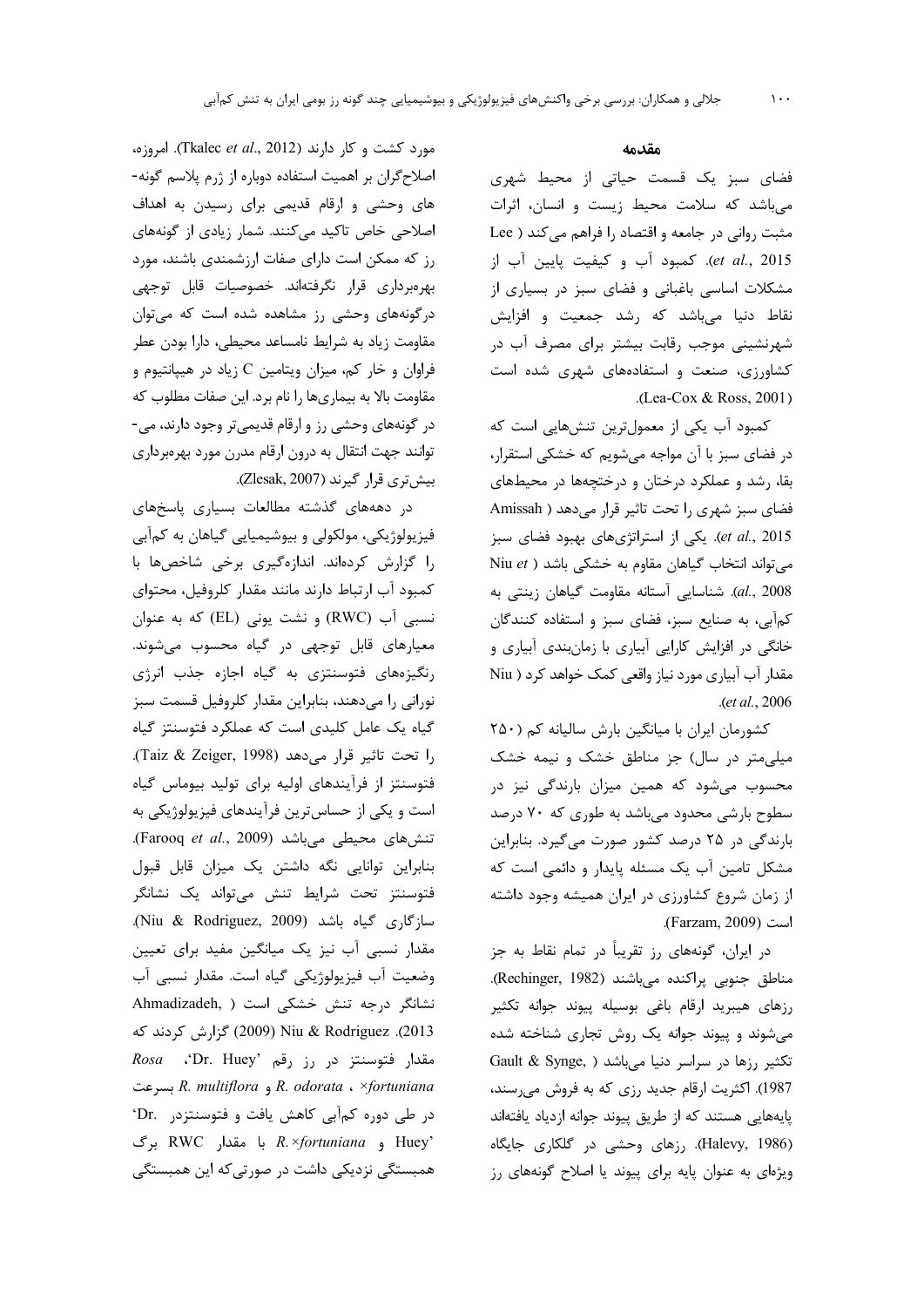## مقدمه

فضای سبز یک قسمت حیاتی از محیط شهری می‌باشد که سلامت محیط زیست و انسان، اثرات مثبت روانی در جامعه و اقتصاد را فراهم می‌کند (Lee *et al.*, 2015). کمبود آب و کیفیت پایین آب از مشکلات اساسی باغبانی و فضای سبز در بسیاری از نقاط دنیا می‌باشد که رشد جمعیت و افزایش شهرنشینی موجب رقابت بیشتر برای مصرف آب در کشاورزی، صنعت و استفاده‌های شهری شده است (Lea-Cox & Ross, 2001).

کمبود آب یکی از معمول‌ترین تنش‌هایی است که در فضای سبز با آن مواجه می‌شویم که خشکی استقرار، بقا، رشد و عملکرد درختان و درختچه‌ها در محیط‌های فضای سبز شهری را تحت تاثیر قرار می‌دهد (Amissah *et al.*, 2015). یکی از استراتژی‌های بهبود فضای سبز می‌تواند انتخاب گیاهان مقاوم به خشکی باشد (Niu *et al.*, 2008). شناسایی آستانه مقاومت گیاهان زینتی به کم‌آبی، به صنایع سبز، فضای سبز و استفاده کنندگان خانگی در افزایش کارایی آبیاری با زمان‌بندی آبیاری و مقدار آب آبیاری مورد نیاز واقعی کمک خواهد کرد (Niu *et al.*, 2006).

کشورمان ایران با میانگین بارش سالیانه کم (۲۵۰ میلی‌متر در سال) جز مناطق خشک و نیمه خشک محسوب می‌شود که همین میزان بارندگی نیز در سطوح بارشی محدود می‌باشد به طوری که ۷۰ درصد بارندگی در ۲۵ درصد کشور صورت می‌گیرد. بنابراین مشکل تامین آب یک مسئله پایدار و دائمی است که از زمان شروع کشاورزی در ایران همیشه وجود داشته است (Farzam, 2009).

در ایران، گونه‌های رز تقریباً در تمام نقاط به جز مناطق جنوبی پراکنده می‌باشند (Rechinger, 1982). رزهای هیبرید ارقام باغی بوسیله پیوند جوانه تکثیر می‌شوند و پیوند جوانه یک روش تجاری شناخته شده تکثیر رزها در سراسر دنیا می‌باشد (Gault & Synge, 1987). اکثریت ارقام جدید رزی که به فروش می‌رسند، پایه‌هایی هستند که از طریق پیوند جوانه ازدیاد یافته‌اند (Halevy, 1986). رزهای وحشی در گلکاری جایگاه ویژه‌ای به عنوان پایه برای پیوند یا اصلاح گونه‌های رز مورد کشت و کار دارند (Tkalec *et al.*, 2012). امروزه، اصلاح‌گران بر اهمیت استفاده دوباره از ژرم پلاسم گونه‌های وحشی و ارقام قدیمی برای رسیدن به اهداف اصلاحی خاص تاکید می‌کنند. شمار زیادی از گونه‌های رز که ممکن است دارای صفات ارزشمندی باشند، مورد بهره‌برداری قرار نگرفته‌اند. خصوصیات قابل توجهی درگونه‌های وحشی رز مشاهده شده است که می‌توان مقاومت زیاد به شرایط نامساعد محیطی، دارا بودن عطر فراوان و خار کم، میزان ویتامین C زیاد در هیپانتیوم و مقاومت بالا به بیماری‌ها را نام برد. این صفات مطلوب که در گونه‌های وحشی رز و ارقام قدیمی‌تر وجود دارند، می‌توانند جهت انتقال به درون ارقام مدرن مورد بهره‌برداری بیش‌تری قرار گیرند (Zlesak, 2007).

در دهه‌های گذشته مطالعات بسیاری پاسخ‌های فیزیولوژیکی، مولکولی و بیوشیمیایی گیاهان به کم‌آبی را گزارش کرده‌اند. اندازه‌گیری برخی شاخص‌ها با کمبود آب ارتباط دارند مانند مقدار کلروفیل، محتوای نسبی آب (RWC) و نشت یونی (EL) که به عنوان معیارهای قابل توجهی در گیاه محسوب می‌شوند. رنگیزه‌های فتوسنتزی به گیاه اجازه جذب انرژی نورانی را می‌دهند، بنابراین مقدار کلروفیل قسمت سبز گیاه یک عامل کلیدی است که عملکرد فتوسنتز گیاه را تحت تاثیر قرار می‌دهد (Taiz & Zeiger, 1998). فتوسنتز از فرآیندهای اولیه برای تولید بیوماس گیاه است و یکی از حساس‌ترین فرآیندهای فیزیولوژیکی به تنش‌های محیطی می‌باشد (Farooq *et al.*, 2009). بنابراین توانایی نگه داشتن یک میزان قابل قبول فتوسنتز تحت شرایط تنش می‌تواند یک نشانگر سازگاری گیاه باشد (Niu & Rodriguez, 2009). مقدار نسبی آب نیز یک میانگین مفید برای تعیین وضعیت آب فیزیولوژیکی گیاه است. مقدار نسبی آب نشانگر درجه تنش خشکی است (Ahmadizadeh, 2013). Niu & Rodriguez (2009) گزارش کردند که مقدار فتوسنتز در رز رقم 'Dr. Huey'، *Rosa ×fortuniana*، *R. odorata* و *R. multiflora* بسرعت در طی دوره کم‌آبی کاهش یافت و فتوسنتزدر 'Dr. Huey' و *R.×fortuniana* با مقدار RWC برگ همبستگی نزدیکی داشت در صورتی‌که این همبستگی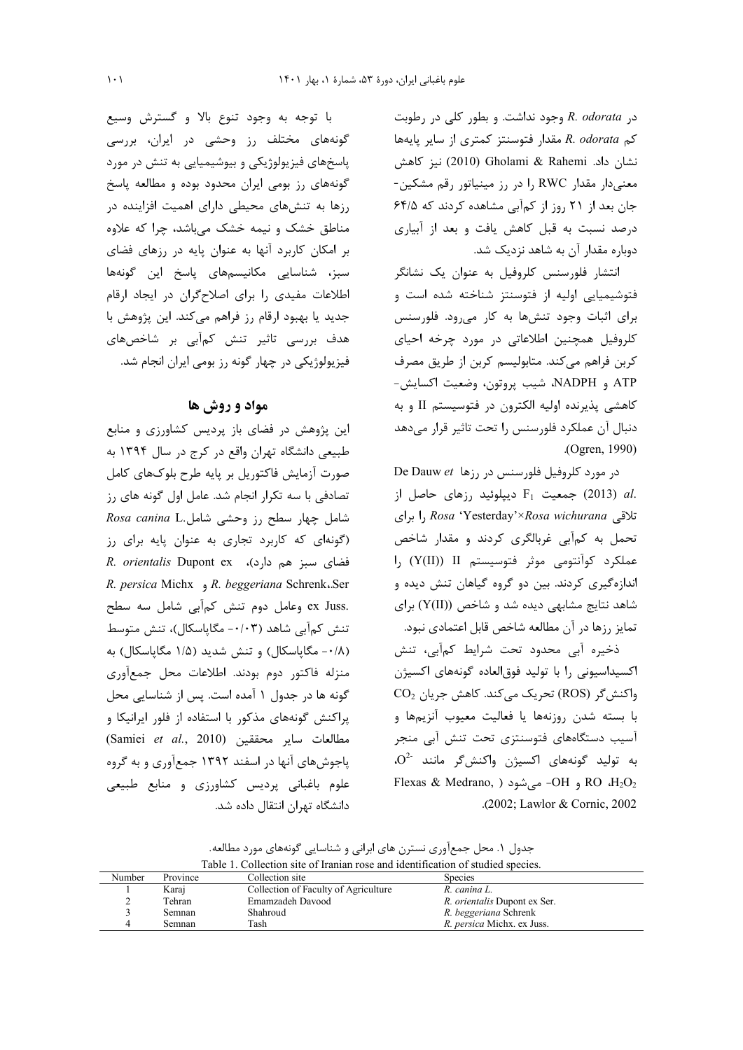در *R. odorata* وجود نداشت. و بطور کلی در رطوبت کم *R. odorata* مقدار فتوسنتز کمتری از سایر پایه‌ها نشان داد. Gholami & Rahemi (2010) نیز کاهش معنی‌دار مقدار RWC را در رز مینیاتور رقم مشکین-جان بعد از ۲۱ روز از کم‌آبی مشاهده کردند که ۶۴/۵ درصد نسبت به قبل کاهش یافت و بعد از آبیاری دوباره مقدار آن به شاهد نزدیک شد.

انتشار فلورسنس کلروفیل به عنوان یک نشانگر فتوشیمیایی اولیه از فتوسنتز شناخته شده است و برای اثبات وجود تنش‌ها به کار می‌رود. فلورسنس کلروفیل همچنین اطلاعاتی در مورد چرخه احیای کربن فراهم می‌کند. متابولیسم کربن از طریق مصرف ATP و NADPH، شیب پروتون، وضعیت اکسایش-کاهشی پذیرنده اولیه الکترون در فتوسیستم II و به دنبال آن عملکرد فلورسنس را تحت تاثیر قرار می‌دهد (Ogren, 1990).

در مورد کلروفیل فلورسنس در رزها *De Dauw et al.* (2013) جمعیت $F_1$ دیپلوئید رزهای حاصل از تلاقی *Rosa* 'Yesterday'×*Rosa wichurana* را برای تحمل به کم‌آبی غربالگری کردند و مقدار شاخص عملکرد کوآنتومی موثر فتوسیستم II ((Y(II)) را اندازه‌گیری کردند. بین دو گروه گیاهان تنش دیده و شاهد نتایج مشابهی دیده شد و شاخص (Y(II)) برای تمایز رزها در آن مطالعه شاخص قابل اعتمادی نبود.

ذخیره آبی محدود تحت شرایط کم‌آبی، تنش اکسیداسیونی را با تولید فوق‌العاده گونه‌های اکسیژن واکنش‌گر (ROS) تحریک می‌کند. کاهش جریان $CO_2$ با بسته شدن روزنه‌ها یا فعالیت معیوب آنزیم‌ها و آسیب دستگاه‌های فتوسنتزی تحت تنش آبی منجر به تولید گونه‌های اکسیژن واکنش‌گر مانند $O^{2-}$، $H_2O_2$، RO و $OH^-$ می‌شود (Flexas & Medrano, 2002; Lawlor & Cornic, 2002).

با توجه به وجود تنوع بالا و گسترش وسیع گونه‌های مختلف رز وحشی در ایران، بررسی پاسخ‌های فیزیولوژیکی و بیوشیمیایی به تنش در مورد گونه‌های رز بومی ایران محدود بوده و مطالعه پاسخ رزها به تنش‌های محیطی دارای اهمیت افزاینده در مناطق خشک و نیمه خشک می‌باشد، چرا که علاوه بر امکان کاربرد آنها به عنوان پایه در رزهای فضای سبز، شناسایی مکانیسم‌های پاسخ این گونه‌ها اطلاعات مفیدی را برای اصلاح‌گران در ایجاد ارقام جدید یا بهبود ارقام رز فراهم می‌کند. این پژوهش با هدف بررسی تاثیر تنش کم‌آبی بر شاخص‌های فیزیولوژیکی در چهار گونه رز بومی ایران انجام شد.

## مواد و روش ها

این پژوهش در فضای باز پردیس کشاورزی و منابع طبیعی دانشگاه تهران واقع در کرج در سال ۱۳۹۴ به صورت آزمایش فاکتوریل بر پایه طرح بلوک‌های کامل تصادفی با سه تکرار انجام شد. عامل اول گونه های رز شامل چهار سطح رز وحشی شامل *Rosa canina* L. (گونه‌ای که کاربرد تجاری به عنوان پایه برای رز فضای سبز هم دارد)، *R. orientalis* Dupont ex Ser.، *R. beggeriana* Schrenk و *R. persica* Michx ex Juss. وعامل دوم تنش کم‌آبی شامل سه سطح تنش کم‌آبی شاهد (۰/۰۳- مگاپاسکال)، تنش متوسط (۰/۸- مگاپاسکال) و تنش شدید (۱/۵ مگاپاسکال) به منزله فاکتور دوم بودند. اطلاعات محل جمع‌آوری گونه ها در جدول ۱ آمده است. پس از شناسایی محل پراکنش گونه‌های مذکور با استفاده از فلور ایرانیکا و مطالعات سایر محققین (Samiei *et al.*, 2010) پاجوش‌های آنها در اسفند ۱۳۹۲ جمع‌آوری و به گروه علوم باغبانی پردیس کشاورزی و منابع طبیعی دانشگاه تهران انتقال داده شد.

جدول ۱. محل جمع‌آوری نسترن های ایرانی و شناسایی گونه‌های مورد مطالعه.

Table 1. Collection site of Iranian rose and identification of studied species.

| Number | Province | Collection site | Species |
|---|---|---|---|
| 1 | Karaj | Collection of Faculty of Agriculture | *R. canina* L. |
| 2 | Tehran | Emamzadeh Davood | *R. orientalis* Dupont ex Ser. |
| 3 | Semnan | Shahroud | *R. beggeriana* Schrenk |
| 4 | Semnan | Tash | *R. persica* Michx. ex Juss. |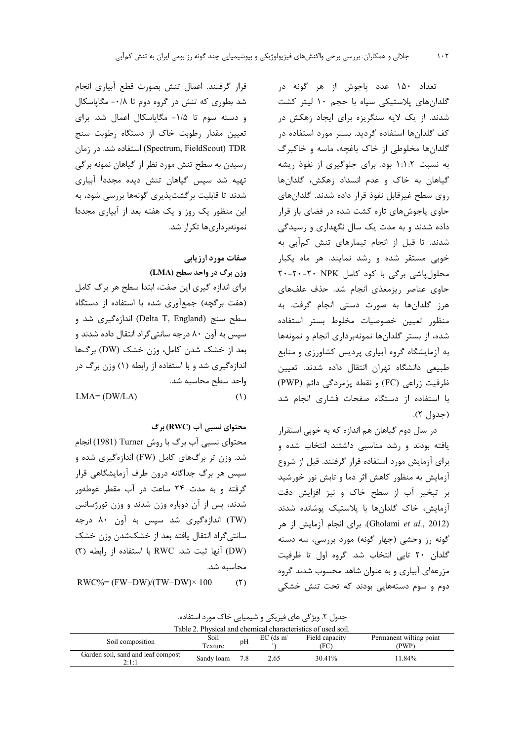تعداد ۱۵۰ عدد پاجوش از هر گونه در گلدان‌های پلاستیکی سیاه با حجم ۱۰ لیتر کشت شدند. از یک لایه سنگریزه برای ایجاد زهکش در کف گلدان‌ها استفاده گردید. بستر مورد استفاده در گلدان‌ها مخلوطی از خاک باغچه، ماسه و خاکبرگ به نسبت ۲:۱:۱ بود. برای جلوگیری از نفوذ ریشه گیاهان به خاک و عدم انسداد زهکش، گلدان‌ها روی سطح غیرقابل نفوذ قرار داده شدند. گلدان‌های حاوی پاجوش‌های تازه کشت شده در فضای باز قرار داده شدند و به مدت یک سال نگهداری و رسیدگی شدند. تا قبل از انجام تیمارهای تنش کم‌آبی به خوبی مستقر شده و رشد نمایند. هر ماه یکبار محلول‌پاشی برگی با کود کامل NPK ۲۰-۲۰-۲۰ حاوی عناصر ریزمغذی انجام شد. حذف علف‌های هرز گلدان‌ها به صورت دستی انجام گرفت. به منظور تعیین خصوصیات مخلوط بستر استفاده شده، از بستر گلدان‌ها نمونه‌برداری انجام و نمونه‌ها به آزمایشگاه گروه آبیاری پردیس کشاورزی و منابع طبیعی دانشگاه تهران انتقال داده شدند. تعیین ظرفیت زراعی (FC) و نقطه پژمردگی دائم (PWP) با استفاده از دستگاه صفحات فشاری انجام شد (جدول ۲).

در سال دوم گیاهان هم اندازه که به خوبی استقرار یافته بودند و رشد مناسبی داشتند انتخاب شده و برای آزمایش مورد استفاده قرار گرفتند. قبل از شروع آزمایش به منظور کاهش اثر دما و تابش نور خورشید بر تبخیر آب از سطح خاک و نیز افزایش دقت آزمایش، خاک گلدان‌ها با پلاستیک پوشانده شدند (Gholami *et al.*, 2012). برای انجام آزمایش از هر گونه رز وحشی (چهار گونه) مورد بررسی، سه دسته گلدان ۲۰ تایی انتخاب شد. گروه اول تا ظرفیت مزرعه‌ای آبیاری و به عنوان شاهد محسوب شدند گروه دوم و سوم دسته‌هایی بودند که تحت تنش خشکی قرار گرفتند. اعمال تنش بصورت قطع آبیاری انجام شد بطوری که تنش در گروه دوم تا ۰/۸- مگاپاسکال و دسته سوم تا ۱/۵- مگاپاسکال اعمال شد. برای تعیین مقدار رطوبت خاک از دستگاه رطوبت سنج TDR (Spectrum, FieldScout) استفاده شد. در زمان رسیدن به سطح تنش مورد نظر از گیاهان نمونه برگی تهیه شد سپس گیاهان تنش دیده مجددا آبیاری شدند تا قابلیت برگشت‌پذیری گونه‌ها بررسی شود، به این منظور یک روز و یک هفته بعد از آبیاری مجددا نمونه‌برداری‌ها تکرار شد.

## صفات مورد ارزیابی

### وزن برگ در واحد سطح (LMA)

برای اندازه گیری این صفت، ابتدا سطح هر برگ کامل (هفت برگچه) جمع‌آوری شده با استفاده از دستگاه سطح سنج (Delta T, England) اندازه‌گیری شد و سپس به آون ۸۰ درجه سانتی‌گراد انتقال داده شدند و بعد از خشک شدن کامل، وزن خشک (DW) برگ‌ها اندازه‌گیری شد و با استفاده از رابطه (۱) وزن برگ در واحد سطح محاسبه شد.

$$LMA = (DW/LA) \qquad (1)$$

### محتوای نسبی آب (RWC) برگ

محتوای نسبی آب برگ با روش Turner (1981) انجام شد. وزن تر برگ‌های کامل (FW) اندازه‌گیری شده و سپس هر برگ جداگانه درون ظرف آزمایشگاهی قرار گرفته و به مدت ۲۴ ساعت در آب مقطر غوطه‌ور شدند، پس از آن دوباره وزن شدند و وزن تورژسانس (TW) اندازه‌گیری شد سپس به آون ۸۰ درجه سانتی‌گراد انتقال یافته بعد از خشک‌شدن وزن خشک (DW) آنها ثبت شد. RWC با استفاده از رابطه (۲) محاسبه شد.

$$RWC\% = (FW - DW)/(TW - DW) \times 100 \qquad (2)$$

جدول ۲. ویژگی های فیزیکی و شیمیایی خاک مورد استفاده.

Table 2. Physical and chemical characteristics of used soil.

| Soil composition | Soil Texture | pH | EC (ds $m^{-1}$) | Field capacity (FC) | Permanent wilting point (PWP) |
|---|---|---|---|---|---|
| Garden soil, sand and leaf compost 2:1:1 | Sandy loam | 7.8 | 2.65 | 30.41% | 11.84% |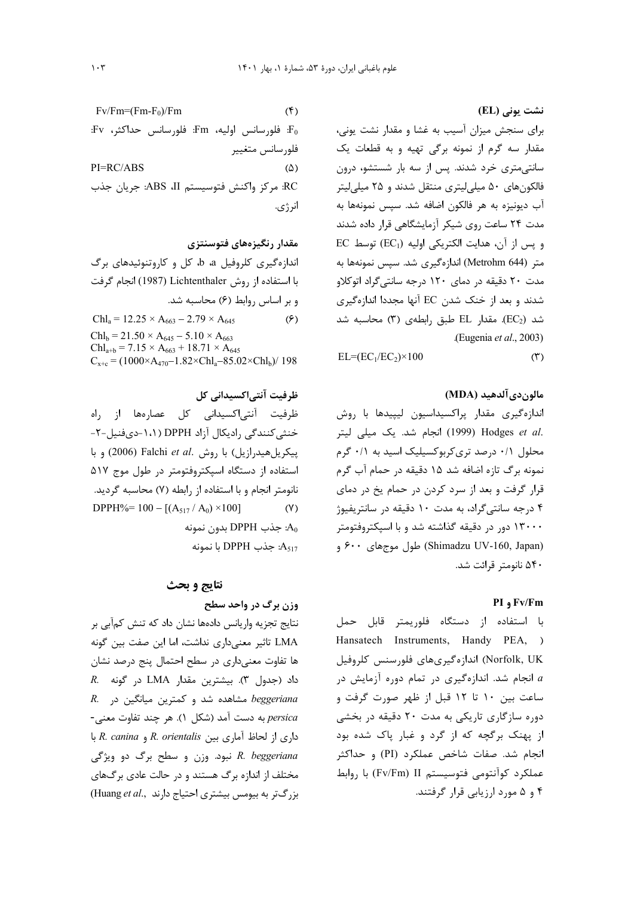### نشت یونی (EL)

برای سنجش میزان آسیب به غشا و مقدار نشت یونی، مقدار سه گرم از نمونه برگی تهیه و به قطعات یک سانتی‌متری خرد شدند. پس از سه بار شستشو، درون فالکون‌های ۵۰ میلی‌لیتری منتقل شدند و ۲۵ میلی‌لیتر آب دیونیزه به هر فالکون اضافه شد. سپس نمونه‌ها به مدت ۲۴ ساعت روی شیکر آزمایشگاهی قرار داده شدند و پس از آن، هدایت الکتریکی اولیه ($EC_1$) توسط EC متر (Metrohm 644) اندازه‌گیری شد. سپس نمونه‌ها به مدت ۲۰ دقیقه در دمای ۱۲۰ درجه سانتی‌گراد اتوکلاو شدند و بعد از خنک شدن EC آنها مجددا اندازه‌گیری شد ($EC_2$). مقدار EL طبق رابطه‌ی (۳) محاسبه شد (Eugenia *et al*., 2003).

$$EL=(EC_1/EC_2)\times100 \qquad (۳)$$

### مالون‌دی‌آلدهید (MDA)

اندازه‌گیری مقدار پراکسیداسیون لیپیدها با روش Hodges *et al*. (1999) انجام شد. یک میلی لیتر محلول ۰/۱ درصد تری‌کربوکسیلیک اسید به ۰/۱ گرم نمونه برگ تازه اضافه شد ۱۵ دقیقه در حمام آب گرم قرار گرفت و بعد از سرد کردن در حمام یخ در دمای ۴ درجه سانتی‌گراد، به مدت ۱۰ دقیقه در سانتریفیوژ ۱۳۰۰۰ دور در دقیقه گذاشته شد و با اسپکتروفتومتر (Shimadzu UV-160, Japan) طول موج‌های ۶۰۰ و ۵۴۰ نانومتر قرائت شد.

### Fv/Fm و PI

با استفاده از دستگاه فلوریمتر قابل حمل (Hansatech Instruments, Handy PEA, Norfolk, UK) اندازه‌گیری‌های فلورسنس کلروفیل *a* انجام شد. اندازه‌گیری در تمام دوره آزمایش در ساعت بین ۱۰ تا ۱۲ قبل از ظهر صورت گرفت و دوره سازگاری تاریکی به مدت ۲۰ دقیقه در بخشی از پهنک برگچه که از گرد و غبار پاک شده بود انجام شد. صفات شاخص عملکرد (PI) و حداکثر عملکرد کوآنتومی فتوسیستم II (Fv/Fm) با روابط ۴ و ۵ مورد ارزیابی قرار گرفتند.

$$Fv/Fm=(Fm-F_0)/Fm \qquad (۴)$$

$F_0$: فلورسانس اولیه، Fm: فلورسانس حداکثر، Fv: فلورسانس متغییر

$$PI=RC/ABS \qquad (۵)$$

RC: مرکز واکنش فتوسیستم II، ABS: جریان جذب انرژی.

### مقدار رنگیزه‌های فتوسنتزی

اندازه‌گیری کلروفیل a، b، کل و کاروتنوئیدهای برگ با استفاده از روش Lichtenthaler (1987) انجام گرفت و بر اساس روابط (۶) محاسبه شد.

$$Chl_a = 12.25 \times A_{663} - 2.79 \times A_{645} \qquad (۶)$$

$$Chl_b = 21.50 \times A_{645} - 5.10 \times A_{663}$$

$$Chl_{a+b} = 7.15 \times A_{663} + 18.71 \times A_{645}$$

$$C_{x+c} = (1000\times A_{470}-1.82\times Chl_a-85.02\times Chl_b)/ 198$$

### ظرفیت آنتی‌اکسیدانی کل

ظرفیت آنتی‌اکسیدانی کل عصاره‌ها از راه خنثی‌کنندگی رادیکال آزاد DPPH (۱،۱-دی‌فنیل-۲-پیکریل‌هیدرازیل) با روش Falchi *et al*. (2006) و با استفاده از دستگاه اسپکتروفتومتر در طول موج ۵۱۷ نانومتر انجام و با استفاده از رابطه (۷) محاسبه گردید.

$$DPPH\%= 100 - [(A_{517} / A_0) \times100] \qquad (۷)$$

$A_0$: جذب DPPH بدون نمونه

$A_{517}$: جذب DPPH با نمونه

## نتایج و بحث

### وزن برگ در واحد سطح

نتایج تجزیه واریانس داده‌ها نشان داد که تنش کم‌آبی بر LMA تاثیر معنی‌داری نداشت، اما این صفت بین گونه ها تفاوت معنی‌داری در سطح احتمال پنج درصد نشان داد (جدول ۳). بیشترین مقدار LMA در گونه *R. beggeriana* مشاهده شد و کمترین میانگین در *R. persica* به دست آمد (شکل ۱). هر چند تفاوت معنی‌داری از لحاظ آماری بین *R. orientalis* و *R. canina* با *R. beggeriana* نبود. وزن و سطح برگ دو ویژگی مختلف از اندازه برگ هستند و در حالت عادی برگ‌های بزرگ‌تر به بیومس بیشتری احتیاج دارند (Huang *et al*.,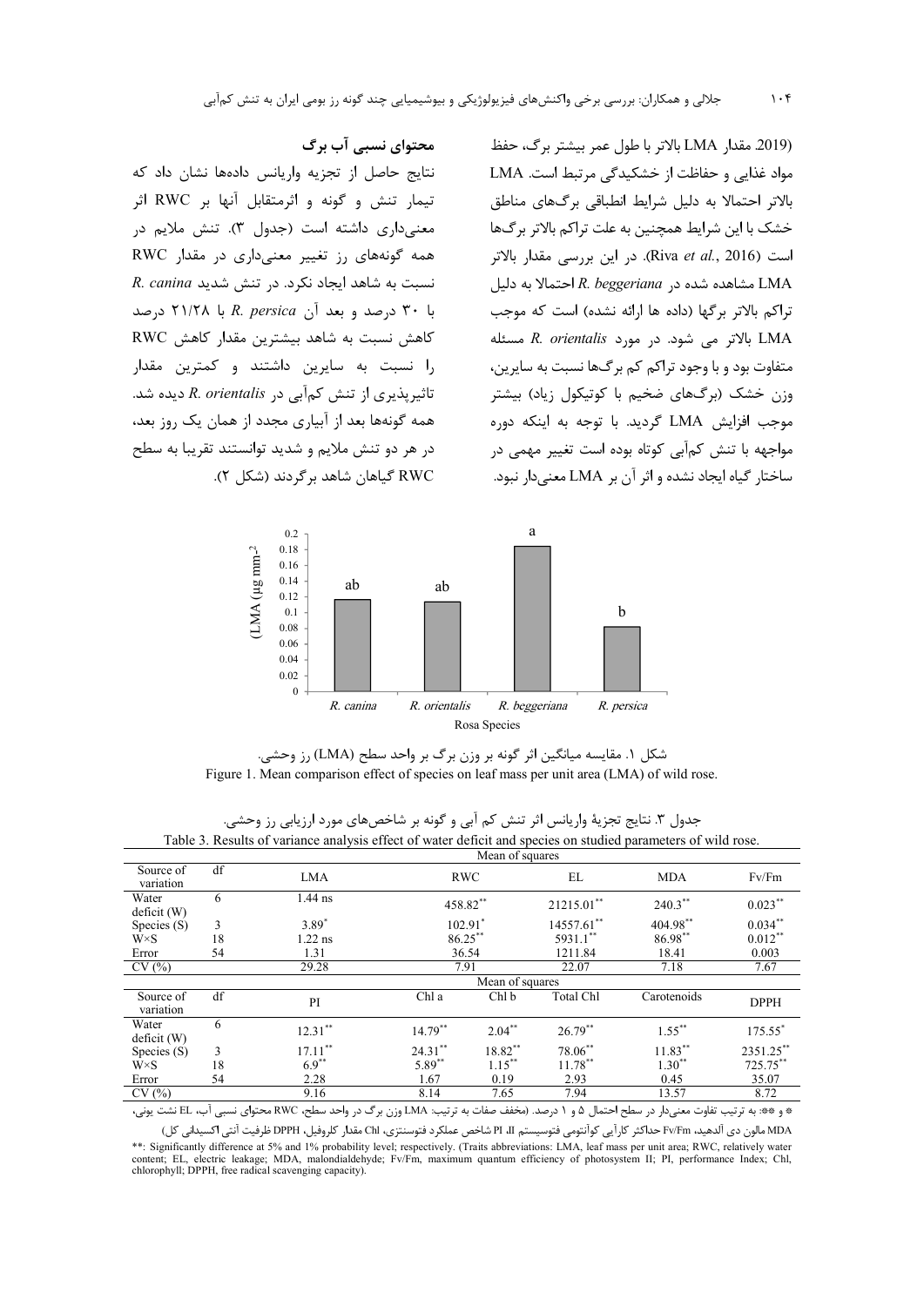2019). مقدار LMA بالاتر با طول عمر بیشتر برگ، حفظ مواد غذایی و حفاظت از خشکیدگی مرتبط است. LMA بالاتر احتمالا به دلیل شرایط انطباقی برگ‌های مناطق خشک با این شرایط همچنین به علت تراکم بالاتر برگ‌ها است (Riva *et al.*, 2016). در این بررسی مقدار بالاتر LMA مشاهده شده در *R. beggeriana* احتمالا به دلیل تراکم بالاتر برگها (داده ها ارائه نشده) است که موجب LMA بالاتر می شود. در مورد *R. orientalis* مسئله متفاوت بود و با وجود تراکم کم برگ‌ها نسبت به سایرین، وزن خشک (برگ‌های ضخیم با کوتیکول زیاد) بیشتر موجب افزایش LMA گردید. با توجه به اینکه دوره مواجهه با تنش کم‌آبی کوتاه بوده است تغییر مهمی در ساختار گیاه ایجاد نشده و اثر آن بر LMA معنی‌دار نبود.

### محتوای نسبی آب برگ

نتایج حاصل از تجزیه واریانس داده‌ها نشان داد که تیمار تنش و گونه و اثرمتقابل آنها بر RWC اثر معنی‌داری داشته است (جدول ۳). تنش ملایم در همه گونه‌های رز تغییر معنی‌داری در مقدار RWC نسبت به شاهد ایجاد نکرد. در تنش شدید *R. canina* با ۳۰ درصد و بعد آن *R. persica* با ۲۱/۲۸ درصد کاهش نسبت به شاهد بیشترین مقدار کاهش RWC را نسبت به سایرین داشتند و کمترین مقدار تاثیرپذیری از تنش کم‌آبی در *R. orientalis* دیده شد. همه گونه‌ها بعد از آبیاری مجدد از همان یک روز بعد، در هر دو تنش ملایم و شدید توانستند تقریبا به سطح RWC گیاهان شاهد برگردند (شکل ۲).

شکل ۱. مقایسه میانگین اثر گونه بر وزن برگ بر واحد سطح (LMA) رز وحشی.
Figure 1. Mean comparison effect of species on leaf mass per unit area (LMA) of wild rose.

جدول ۳. نتایج تجزیهٔ واریانس اثر تنش کم آبی و گونه بر شاخص‌های مورد ارزیابی رز وحشی.
Table 3. Results of variance analysis effect of water deficit and species on studied parameters of wild rose.

| Source of variation | df | LMA | RWC | EL | MDA | Fv/Fm |
|---|---|---|---|---|---|---|
| | | Mean of squares | | | | |
| Water deficit (W) | 6 | 1.44 ns | 458.82** | 21215.01** | 240.3** | 0.023** |
| Species (S) | 3 | 3.89* | 102.91* | 14557.61** | 404.98** | 0.034** |
| W×S | 18 | 1.22 ns | 86.25** | 5931.1** | 86.98** | 0.012** |
| Error | 54 | 1.31 | 36.54 | 1211.84 | 18.41 | 0.003 |
| CV (%) | | 29.28 | 7.91 | 22.07 | 7.18 | 7.67 |

| Source of variation | df | PI | Chl a | Chl b | Total Chl | Carotenoids | DPPH |
|---|---|---|---|---|---|---|---|
| | | Mean of squares | | | | | |
| Water deficit (W) | 6 | 12.31** | 14.79** | 2.04** | 26.79** | 1.55** | 175.55* |
| Species (S) | 3 | 17.11** | 24.31** | 18.82** | 78.06** | 11.83** | 2351.25** |
| W×S | 18 | 6.9** | 5.89** | 1.15** | 11.78** | 1.30** | 725.75** |
| Error | 54 | 2.28 | 1.67 | 0.19 | 2.93 | 0.45 | 35.07 |
| CV (%) | | 9.16 | 8.14 | 7.65 | 7.94 | 13.57 | 8.72 |

* و **: به ترتیب تفاوت معنی‌دار در سطح احتمال ۵ و ۱ درصد. (مخفف صفات به ترتیب: LMA وزن برگ در واحد سطح، RWC محتوای نسبی آب، EL نشت یونی، MDA مالون دی آلدهید، Fv/Fm حداکثر کارآیی کوآنتومی فتوسیستم II، PI شاخص عملکرد فتوسنتزی، Chl مقدار کلروفیل، DPPH ظرفیت آنتی اکسیدانی کل)

**: Significantly difference at 5% and 1% probability level; respectively. (Traits abbreviations: LMA, leaf mass per unit area; RWC, relatively water content; EL, electric leakage; MDA, malondialdehyde; Fv/Fm, maximum quantum efficiency of photosystem II; PI, performance Index; Chl, chlorophyll; DPPH, free radical scavenging capacity).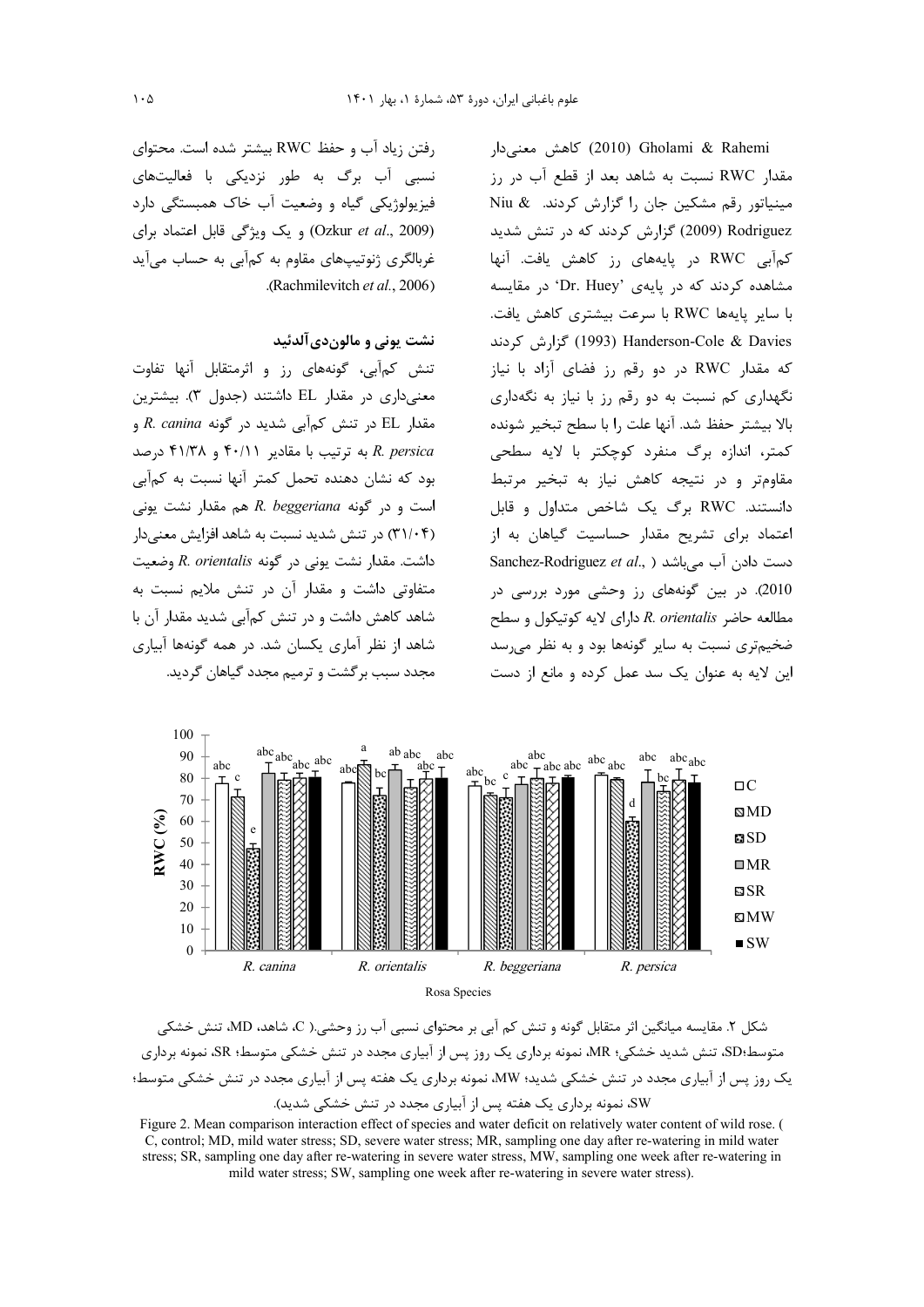Gholami & Rahemi (2010) کاهش معنی‌دار مقدار RWC نسبت به شاهد بعد از قطع آب در رز مینیاتور رقم مشکین جان را گزارش کردند. Niu & Rodriguez (2009) گزارش کردند که در تنش شدید کم‌آبی RWC در پایه‌های رز کاهش یافت. آنها مشاهده کردند که در پایه‌ی 'Dr. Huey' در مقایسه با سایر پایه‌ها RWC با سرعت بیشتری کاهش یافت. Handerson-Cole & Davies (1993) گزارش کردند که مقدار RWC در دو رقم رز فضای آزاد با نیاز نگهداری کم نسبت به دو رقم رز با نیاز به نگه‌داری بالا بیشتر حفظ شد. آنها علت را با سطح تبخیر شونده کمتر، اندازه برگ منفرد کوچکتر با لایه سطحی مقاوم‌تر و در نتیجه کاهش نیاز به تبخیر مرتبط دانستند. RWC برگ یک شاخص متداول و قابل اعتماد برای تشریح مقدار حساسیت گیاهان به از دست دادن آب می‌باشد (Sanchez-Rodriguez *et al*., 2010). در بین گونه‌های رز وحشی مورد بررسی در مطالعه حاضر *R. orientalis* دارای لایه کوتیکول و سطح ضخیم‌تری نسبت به سایر گونه‌ها بود و به نظر می‌رسد این لایه به عنوان یک سد عمل کرده و مانع از دست رفتن زیاد آب و حفظ RWC بیشتر شده است. محتوای نسبی آب برگ به طور نزدیکی با فعالیت‌های فیزیولوژیکی گیاه و وضعیت آب خاک همبستگی دارد (Ozkur *et al*., 2009) و یک ویژگی قابل اعتماد برای غربالگری ژنوتیپ‌های مقاوم به کم‌آبی به حساب می‌آید (Rachmilevitch *et al*., 2006).

### نشت یونی و مالون‌دی‌آلدئید

تنش کم‌آبی، گونه‌های رز و اثرمتقابل آنها تفاوت معنی‌داری در مقدار EL داشتند (جدول ۳). بیشترین مقدار EL در تنش کم‌آبی شدید در گونه *R. canina* و *R. persica* به ترتیب با مقادیر ۴۰/۱۱ و ۴۱/۳۸ درصد بود که نشان دهنده تحمل کمتر آنها نسبت به کم‌آبی است و در گونه *R. beggeriana* هم مقدار نشت یونی (۳۱/۰۴) در تنش شدید نسبت به شاهد افزایش معنی‌دار داشت. مقدار نشت یونی در گونه *R. orientalis* وضعیت متفاوتی داشت و مقدار آن در تنش ملایم نسبت به شاهد کاهش داشت و در تنش کم‌آبی شدید مقدار آن با شاهد از نظر آماری یکسان شد. در همه گونه‌ها آبیاری مجدد سبب برگشت و ترمیم مجدد گیاهان گردید.

شکل ۲. مقایسه میانگین اثر متقابل گونه و تنش کم آبی بر محتوای نسبی آب رز وحشی.( C، شاهد، MD، تنش خشکی متوسط؛SD، تنش شدید خشکی؛ MR، نمونه برداری یک روز پس از آبیاری مجدد در تنش خشکی متوسط؛ SR، نمونه برداری یک روز پس از آبیاری مجدد در تنش خشکی شدید؛ MW، نمونه برداری یک هفته پس از آبیاری مجدد در تنش خشکی متوسط؛ SW، نمونه برداری یک هفته پس از آبیاری مجدد در تنش خشکی شدید).

Figure 2. Mean comparison interaction effect of species and water deficit on relatively water content of wild rose. ( C, control; MD, mild water stress; SD, severe water stress; MR, sampling one day after re-watering in mild water stress; SR, sampling one day after re-watering in severe water stress, MW, sampling one week after re-watering in mild water stress; SW, sampling one week after re-watering in severe water stress).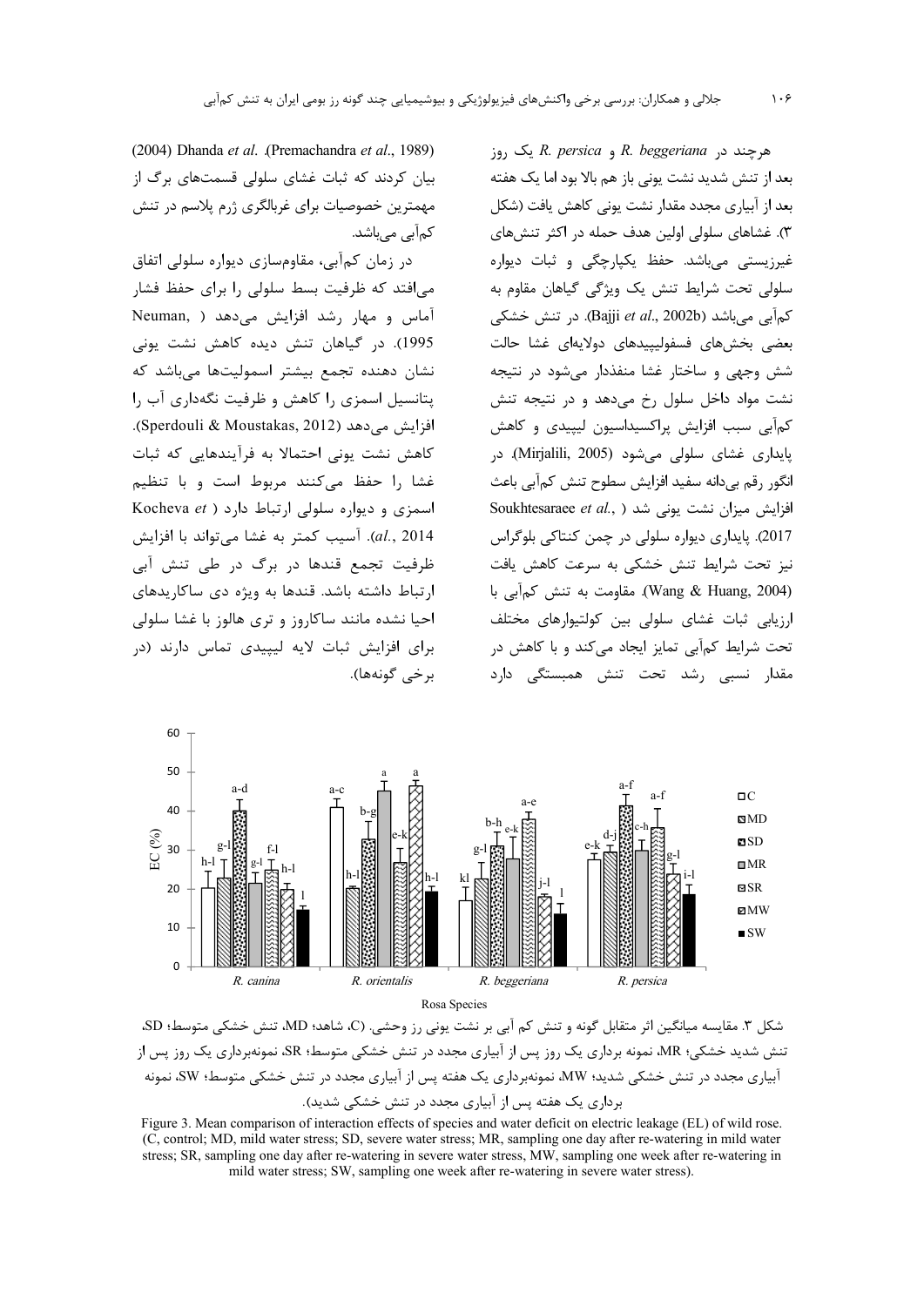هرچند در *R. beggeriana* و *R. persica* یک روز بعد از تنش شدید نشت یونی باز هم بالا بود اما یک هفته بعد از آبیاری مجدد مقدار نشت یونی کاهش یافت (شکل ۳). غشاهای سلولی اولین هدف حمله در اکثر تنش‌های غیرزیستی می‌باشد. حفظ یکپارچگی و ثبات دیواره سلولی تحت شرایط تنش یک ویژگی گیاهان مقاوم به کم‌آبی می‌باشد (Bajji *et al*., 2002b). در تنش خشکی بعضی بخش‌های فسفولیپیدهای دولایه‌ای غشا حالت شش وجهی و ساختار غشا منفذدار می‌شود در نتیجه نشت مواد داخل سلول رخ می‌دهد و در نتیجه تنش کم‌آبی سبب افزایش پراکسیداسیون لیپیدی و کاهش پایداری غشای سلولی می‌شود (Mirjalili, 2005). در انگور رقم بی‌دانه سفید افزایش سطوح تنش کم‌آبی باعث افزایش میزان نشت یونی شد (Soukhtesaraee *et al*., 2017). پایداری دیواره سلولی در چمن کنتاکی بلوگراس نیز تحت شرایط تنش خشکی به سرعت کاهش یافت (Wang & Huang, 2004). مقاومت به تنش کم‌آبی با ارزیابی ثبات غشای سلولی بین کولتیوارهای مختلف تحت شرایط کم‌آبی تمایز ایجاد می‌کند و با کاهش در مقدار نسبی رشد تحت تنش همبستگی دارد (Premachandra *et al*., 1989). Dhanda *et al*. (2004) بیان کردند که ثبات غشای سلولی قسمت‌های برگ از مهمترین خصوصیات برای غربالگری ژرم پلاسم در تنش کم‌آبی می‌باشد.

در زمان کم‌آبی، مقاوم‌سازی دیواره سلولی اتفاق می‌افتد که ظرفیت بسط سلولی را برای حفظ فشار آماس و مهار رشد افزایش می‌دهد (Neuman, 1995). در گیاهان تنش دیده کاهش نشت یونی نشان دهنده تجمع بیشتر اسمولیت‌ها می‌باشد که پتانسیل اسمزی را کاهش و ظرفیت نگه‌داری آب را افزایش می‌دهد (Sperdouli & Moustakas, 2012). کاهش نشت یونی احتمالا به فرآیندهایی که ثبات غشا را حفظ می‌کنند مربوط است و با تنظیم اسمزی و دیواره سلولی ارتباط دارد (Kocheva *et al*., 2014). آسیب کمتر به غشا می‌تواند با افزایش ظرفیت تجمع قندها در برگ در طی تنش آبی ارتباط داشته باشد. قندها به ویژه دی ساکاریدهای احیا نشده مانند ساکاروز و تری هالوز با غشا سلولی برای افزایش ثبات لایه لیپیدی تماس دارند (در برخی گونه‌ها).

شکل ۳. مقایسه میانگین اثر متقابل گونه و تنش کم آبی بر نشت یونی رز وحشی. (C، شاهد؛ MD، تنش خشکی متوسط؛ SD، تنش شدید خشکی؛ MR، نمونه برداری یک روز پس از آبیاری مجدد در تنش خشکی متوسط؛ SR، نمونه‌برداری یک روز پس از آبیاری مجدد در تنش خشکی شدید؛ MW، نمونه‌برداری یک هفته پس از آبیاری مجدد در تنش خشکی متوسط؛ SW، نمونه برداری یک هفته پس از آبیاری مجدد در تنش خشکی شدید).

Figure 3. Mean comparison of interaction effects of species and water deficit on electric leakage (EL) of wild rose. (C, control; MD, mild water stress; SD, severe water stress; MR, sampling one day after re-watering in mild water stress; SR, sampling one day after re-watering in severe water stress, MW, sampling one week after re-watering in mild water stress; SW, sampling one week after re-watering in severe water stress).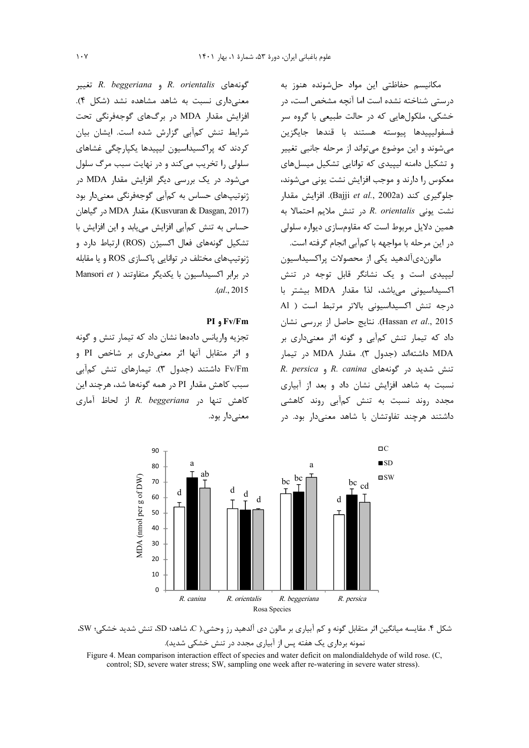مکانیسم حفاظتی این مواد حل‌شونده هنوز به درستی شناخته نشده است اما آنچه مشخص است، در خشکی، ملکول‌هایی که در حالت طبیعی با گروه سر فسفولیپیدها پیوسته هستند با قندها جایگزین می‌شوند و این موضوع می‌تواند از مرحله جانبی تغییر و تشکیل دامنه لیپیدی که توانایی تشکیل میسل‌های معکوس را دارند و موجب افزایش نشت یونی می‌شوند، جلوگیری کند (Bajji *et al.*, 2002a). افزایش مقدار نشت یونی *R. orientalis* در تنش ملایم احتمالا به همین دلایل مربوط است که مقاوم‌سازی دیواره سلولی در این مرحله با مواجهه با کم‌آبی انجام گرفته است.

مالون‌دی‌آلدهید یکی از محصولات پراکسیداسیون لیپیدی است و یک نشانگر قابل توجه در تنش اکسیداسیونی می‌باشد، لذا مقدار MDA بیشتر با درجه تنش اکسیداسیونی بالاتر مرتبط است ( Al Hassan *et al.*, 2015). نتایج حاصل از بررسی نشان داد که تیمار تنش کم‌آبی و گونه اثر معنی‌داری بر MDA داشته‌اند (جدول ۳). مقدار MDA در تیمار تنش شدید در گونه‌های *R. canina* و *R. persica* نسبت به شاهد افزایش نشان داد و بعد از آبیاری مجدد روند نسبت به تنش کم‌آبی روند کاهشی داشتند هرچند تفاوتشان با شاهد معنی‌دار بود. در گونه‌های *R. orientalis* و *R. beggeriana* تغییر معنی‌داری نسبت به شاهد مشاهده نشد (شکل ۴). افزایش مقدار MDA در برگ‌های گوجه‌فرنگی تحت شرایط تنش کم‌آبی گزارش شده است. ایشان بیان کردند که پراکسیداسیون لیپیدها یکپارچگی غشاهای سلولی را تخریب می‌کند و در نهایت سبب مرگ سلول می‌شود. در یک بررسی دیگر افزایش مقدار MDA در ژنوتیپ‌های حساس به کم‌آبی گوجه‌فرنگی معنی‌دار بود (Kusvuran & Dasgan, 2017). مقدار MDA در گیاهان حساس به تنش کم‌آبی افزایش می‌یابد و این افزایش با تشکیل گونه‌های فعال اکسیژن (ROS) ارتباط دارد و ژنوتیپ‌های مختلف در توانایی پاکسازی ROS و یا مقابله در برابر اکسیداسیون با یکدیگر متفاوتند ( Mansori *et al.*, 2015).

### PI و Fv/Fm

تجزیه واریانس داده‌ها نشان داد که تیمار تنش و گونه و اثر متقابل آنها اثر معنی‌داری بر شاخص PI و Fv/Fm داشتند (جدول ۳). تیمارهای تنش کم‌آبی سبب کاهش مقدار PI در همه گونه‌ها شد، هرچند این کاهش تنها در *R. beggeriana* از لحاظ آماری معنی‌دار بود.

شکل ۴. مقایسه میانگین اثر متقابل گونه و کم آبیاری بر مالون دی آلدهید رز وحشی.( C، شاهد؛ SD، تنش شدید خشکی؛ SW، نمونه برداری یک هفته پس از آبیاری مجدد در تنش خشکی شدید).

Figure 4. Mean comparison interaction effect of species and water deficit on malondialdehyde of wild rose. (C, control; SD, severe water stress; SW, sampling one week after re-watering in severe water stress).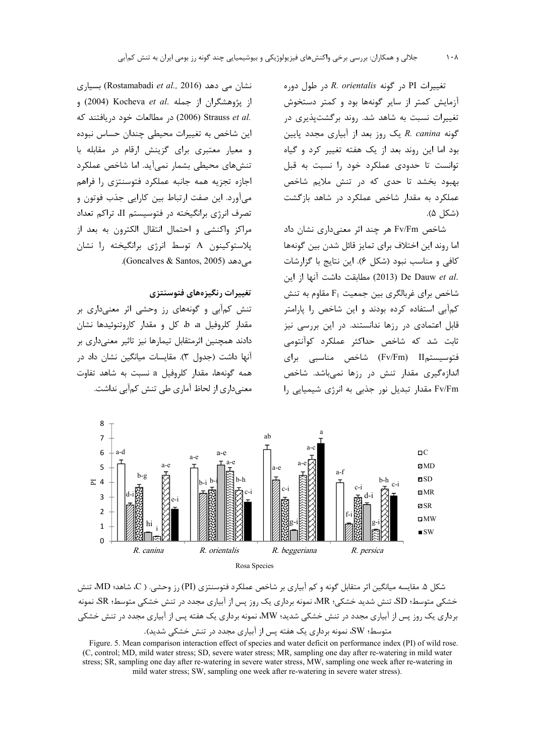تغییرات PI در گونه *R. orientalis* در طول دوره آزمایش کمتر از سایر گونه‌ها بود و کمتر دستخوش تغییرات نسبت به شاهد شد. روند برگشت‌پذیری در گونه *R. canina* یک روز بعد از آبیاری مجدد پایین بود اما این روند بعد از یک هفته تغییر کرد و گیاه توانست تا حدودی عملکرد خود را نسبت به قبل بهبود بخشد تا حدی که در تنش ملایم شاخص عملکرد به مقدار شاخص عملکرد در شاهد بازگشت (شکل ۵).

شاخص Fv/Fm هر چند اثر معنی‌داری نشان داد اما روند این اختلاف برای تمایز قائل شدن بین گونه‌ها کافی و مناسب نبود (شکل ۶). این نتایج با گزارشات De Dauw *et al.* (2013) مطابقت داشت آنها از این شاخص برای غربالگری بین جمعیت $F_1$ مقاوم به تنش کم‌آبی استفاده کرده بودند و این شاخص را پارامتر قابل اعتمادی در رزها ندانستند. در این بررسی نیز ثابت شد که شاخص حداکثر عملکرد کوآنتومی فتوسیستمII (Fv/Fm) شاخص مناسبی برای اندازه‌گیری مقدار تنش در رزها نمی‌باشد. شاخص Fv/Fm مقدار تبدیل نور جذبی به انرژی شیمیایی را نشان می دهد (Rostamabadi *et al.*, 2016) بسیاری از پژوهشگران از جمله Kocheva *et al.* (2004) و Strauss *et al.* (2006) در مطالعات خود دریافتند که این شاخص به تغییرات محیطی چندان حساس نبوده و معیار معتبری برای گزینش ارقام در مقابله با تنش‌های محیطی بشمار نمی‌آید. اما شاخص عملکرد اجازه تجزیه همه جانبه عملکرد فتوسنتزی را فراهم می‌آورد. این صفت ارتباط بین کارایی جذب فوتون و تصرف انرژی برانگیخته در فتوسیستم II، تراکم تعداد مراکز واکنشی و احتمال انتقال الکترون به بعد از پلاستوکینون A توسط انرژی برانگیخته را نشان می‌دهد (Goncalves & Santos, 2005).

### تغییرات رنگیزه‌های فتوسنتزی

تنش کم‌آبی و گونه‌های رز وحشی اثر معنی‌داری بر مقدار کلروفیل a، b، کل و مقدار کاروتنوئیدها نشان دادند همچنین اثرمتقابل تیمارها نیز تاثیر معنی‌داری بر آنها داشت (جدول ۳). مقایسات میانگین نشان داد در همه گونه‌ها، مقدار کلروفیل a نسبت به شاهد تفاوت معنی‌داری از لحاظ آماری طی تنش کم‌آبی نداشت.

شکل ۵. مقایسه میانگین اثر متقابل گونه و کم آبیاری بر شاخص عملکرد فتوسنتزی (PI) رز وحشی. ( C، شاهد؛ MD، تنش خشکی متوسط؛ SD، تنش شدید خشکی؛ MR، نمونه برداری یک روز پس از آبیاری مجدد در تنش خشکی متوسط؛ SR، نمونه برداری یک روز پس از آبیاری مجدد در تنش خشکی شدید؛ MW، نمونه برداری یک هفته پس از آبیاری مجدد در تنش خشکی متوسط؛ SW، نمونه برداری یک هفته پس از آبیاری مجدد در تنش خشکی شدید).

Figure. 5. Mean comparison interaction effect of species and water deficit on performance index (PI) of wild rose. (C, control; MD, mild water stress; SD, severe water stress; MR, sampling one day after re-watering in mild water stress; SR, sampling one day after re-watering in severe water stress, MW, sampling one week after re-watering in mild water stress; SW, sampling one week after re-watering in severe water stress).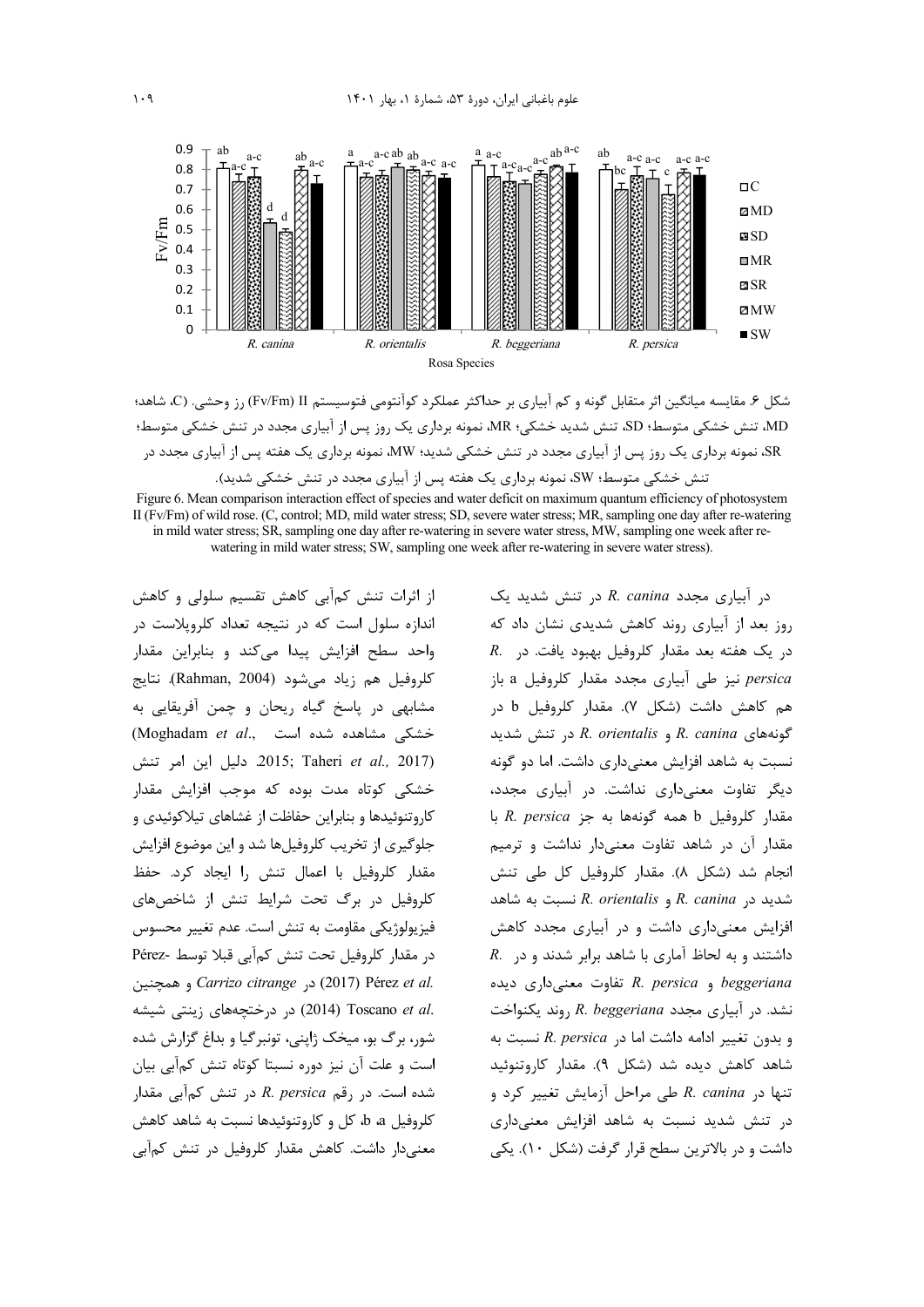شکل ۶. مقایسه میانگین اثر متقابل گونه و کم آبیاری بر حداکثر عملکرد کوآنتومی فتوسیستم II (Fv/Fm) رز وحشی. (C، شاهد؛ MD، تنش خشکی متوسط؛ SD، تنش شدید خشکی؛ MR، نمونه برداری یک روز پس از آبیاری مجدد در تنش خشکی متوسط؛ SR، نمونه برداری یک روز پس از آبیاری مجدد در تنش خشکی شدید؛ MW، نمونه برداری یک هفته پس از آبیاری مجدد در تنش خشکی متوسط؛ SW، نمونه برداری یک هفته پس از آبیاری مجدد در تنش خشکی شدید).

Figure 6. Mean comparison interaction effect of species and water deficit on maximum quantum efficiency of photosystem II (Fv/Fm) of wild rose. (C, control; MD, mild water stress; SD, severe water stress; MR, sampling one day after re-watering in mild water stress; SR, sampling one day after re-watering in severe water stress, MW, sampling one week after re-watering in mild water stress; SW, sampling one week after re-watering in severe water stress).

در آبیاری مجدد *R. canina* در تنش شدید یک روز بعد از آبیاری روند کاهش شدیدی نشان داد که در یک هفته بعد مقدار کلروفیل بهبود یافت. در *R. persica* نیز طی آبیاری مجدد مقدار کلروفیل a باز هم کاهش داشت (شکل ۷). مقدار کلروفیل b در گونه‌های *R. canina* و *R. orientalis* در تنش شدید نسبت به شاهد افزایش معنی‌داری داشت. اما دو گونه دیگر تفاوت معنی‌داری نداشت. در آبیاری مجدد، مقدار کلروفیل b همه گونه‌ها به جز *R. persica* با مقدار آن در شاهد تفاوت معنی‌دار نداشت و ترمیم انجام شد (شکل ۸). مقدار کلروفیل کل طی تنش شدید در *R. canina* و *R. orientalis* نسبت به شاهد افزایش معنی‌داری داشت و در آبیاری مجدد کاهش داشتند و به لحاظ آماری با شاهد برابر شدند و در *R. beggeriana* و *R. persica* تفاوت معنی‌داری دیده نشد. در آبیاری مجدد *R. beggeriana* روند یکنواخت و بدون تغییر ادامه داشت اما در *R. persica* نسبت به شاهد کاهش دیده شد (شکل ۹). مقدار کاروتنوئید تنها در *R. canina* طی مراحل آزمایش تغییر کرد و در تنش شدید نسبت به شاهد افزایش معنی‌داری داشت و در بالاترین سطح قرار گرفت (شکل ۱۰). یکی از اثرات تنش کم‌آبی کاهش تقسیم سلولی و کاهش اندازه سلول است که در نتیجه تعداد کلروپلاست در واحد سطح افزایش پیدا می‌کند و بنابراین مقدار کلروفیل هم زیاد می‌شود (Rahman, 2004). نتایج مشابهی در پاسخ گیاه ریحان و چمن آفریقایی به خشکی مشاهده شده است (Moghadam *et al*., 2015; Taheri *et al.,* 2017). دلیل این امر تنش خشکی کوتاه مدت بوده که موجب افزایش مقدار کاروتنوئیدها و بنابراین حفاظت از غشاهای تیلاکوئیدی و جلوگیری از تخریب کلروفیل‌ها شد و این موضوع افزایش مقدار کلروفیل با اعمال تنش را ایجاد کرد. حفظ کلروفیل در برگ تحت شرایط تنش از شاخص‌های فیزیولوژیکی مقاومت به تنش است. عدم تغییر محسوس در مقدار کلروفیل تحت تنش کم‌آبی قبلا توسط Pérez-Pérez *et al.* (2017) در *Carrizo citrange* و همچنین Toscano *et al.* (2014) در درختچه‌های زینتی شیشه شور، برگ بو، میخک ژاپنی، تونبرگیا و بداغ گزارش شده است و علت آن نیز دوره نسبتا کوتاه تنش کم‌آبی بیان شده است. در رقم *R. persica* در تنش کم‌آبی مقدار کلروفیل a، b، کل و کاروتنوئیدها نسبت به شاهد کاهش معنی‌دار داشت. کاهش مقدار کلروفیل در تنش کم‌آبی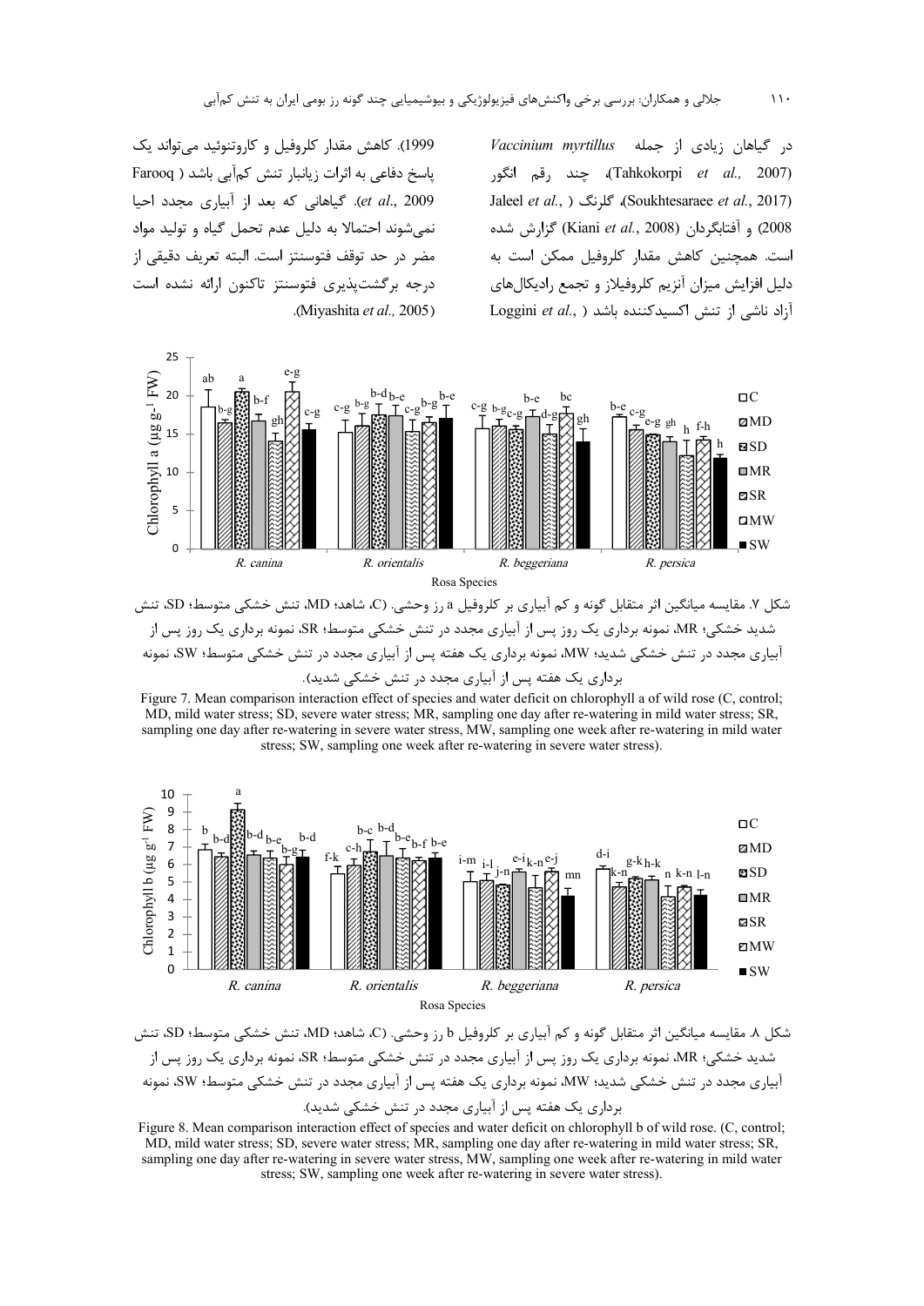در گیاهان زیادی از جمله *Vaccinium myrtillus* (Tahkokorpi *et al.,* 2007)، چند رقم انگور (Soukhtesaraee *et al.*, 2017)، گلرنگ (Jaleel *et al.*, 2008) و آفتابگردان (Kiani *et al.*, 2008) گزارش شده است. همچنین کاهش مقدار کلروفیل ممکن است به دلیل افزایش میزان آنزیم کلروفیلاز و تجمع رادیکال‌های آزاد ناشی از تنش اکسیدکننده باشد (Loggini *et al.*, 1999). کاهش مقدار کلروفیل و کاروتنوئید می‌تواند یک پاسخ دفاعی به اثرات زیانبار تنش کم‌آبی باشد (Farooq *et al.*, 2009). گیاهانی که بعد از آبیاری مجدد احیا نمی‌شوند احتمالا به دلیل عدم تحمل گیاه و تولید مواد مضر در حد توقف فتوسنتز است. البته تعریف دقیقی از درجه برگشت‌پذیری فتوسنتز تاکنون ارائه نشده است (Miyashita *et al.,* 2005).

شکل ۷. مقایسه میانگین اثر متقابل گونه و کم آبیاری بر کلروفیل a رز وحشی. (C، شاهد؛ MD، تنش خشکی متوسط؛ SD، تنش شدید خشکی؛ MR، نمونه برداری یک روز پس از آبیاری مجدد در تنش خشکی متوسط؛ SR، نمونه برداری یک روز پس از آبیاری مجدد در تنش خشکی شدید؛ MW، نمونه برداری یک هفته پس از آبیاری مجدد در تنش خشکی متوسط؛ SW، نمونه برداری یک هفته پس از آبیاری مجدد در تنش خشکی شدید).

Figure 7. Mean comparison interaction effect of species and water deficit on chlorophyll a of wild rose (C, control; MD, mild water stress; SD, severe water stress; MR, sampling one day after re-watering in mild water stress; SR, sampling one day after re-watering in severe water stress, MW, sampling one week after re-watering in mild water stress; SW, sampling one week after re-watering in severe water stress).

شکل ۸. مقایسه میانگین اثر متقابل گونه و کم آبیاری بر کلروفیل b رز وحشی. (C، شاهد؛ MD، تنش خشکی متوسط؛ SD، تنش شدید خشکی؛ MR، نمونه برداری یک روز پس از آبیاری مجدد در تنش خشکی متوسط؛ SR، نمونه برداری یک روز پس از آبیاری مجدد در تنش خشکی شدید؛ MW، نمونه برداری یک هفته پس از آبیاری مجدد در تنش خشکی متوسط؛ SW، نمونه برداری یک هفته پس از آبیاری مجدد در تنش خشکی شدید).

Figure 8. Mean comparison interaction effect of species and water deficit on chlorophyll b of wild rose. (C, control; MD, mild water stress; SD, severe water stress; MR, sampling one day after re-watering in mild water stress; SR, sampling one day after re-watering in severe water stress, MW, sampling one week after re-watering in mild water stress; SW, sampling one week after re-watering in severe water stress).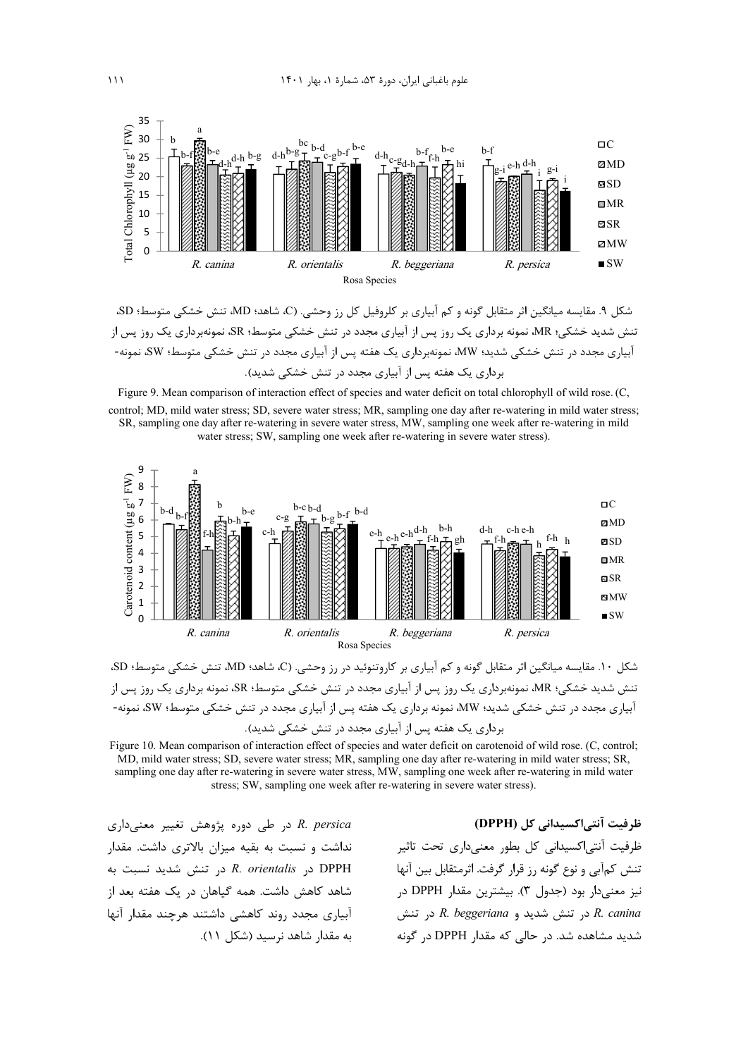شکل ۹. مقایسه میانگین اثر متقابل گونه و کم آبیاری بر کلروفیل کل رز وحشی. (C، شاهد؛ MD، تنش خشکی متوسط؛ SD، تنش شدید خشکی؛ MR، نمونه برداری یک روز پس از آبیاری مجدد در تنش خشکی متوسط؛ SR، نمونه‌برداری یک روز پس از آبیاری مجدد در تنش خشکی شدید؛ MW، نمونه‌برداری یک هفته پس از آبیاری مجدد در تنش خشکی متوسط؛ SW، نمونه‌برداری یک هفته پس از آبیاری مجدد در تنش خشکی شدید).

Figure 9. Mean comparison of interaction effect of species and water deficit on total chlorophyll of wild rose. (C, control; MD, mild water stress; SD, severe water stress; MR, sampling one day after re-watering in mild water stress; SR, sampling one day after re-watering in severe water stress, MW, sampling one week after re-watering in mild water stress; SW, sampling one week after re-watering in severe water stress).

شکل ۱۰. مقایسه میانگین اثر متقابل گونه و کم آبیاری بر کاروتنوئید در رز وحشی. (C، شاهد؛ MD، تنش خشکی متوسط؛ SD، تنش شدید خشکی؛ MR، نمونه‌برداری یک روز پس از آبیاری مجدد در تنش خشکی متوسط؛ SR، نمونه برداری یک روز پس از آبیاری مجدد در تنش خشکی شدید؛ MW، نمونه برداری یک هفته پس از آبیاری مجدد در تنش خشکی متوسط؛ SW، نمونه‌برداری یک هفته پس از آبیاری مجدد در تنش خشکی شدید).

Figure 10. Mean comparison of interaction effect of species and water deficit on carotenoid of wild rose. (C, control; MD, mild water stress; SD, severe water stress; MR, sampling one day after re-watering in mild water stress; SR, sampling one day after re-watering in severe water stress, MW, sampling one week after re-watering in mild water stress; SW, sampling one week after re-watering in severe water stress).

### ظرفیت آنتی‌اکسیدانی کل (DPPH)

ظرفیت آنتی‌اکسیدانی کل بطور معنی‌داری تحت تاثیر تنش کم‌آبی و نوع گونه رز قرار گرفت. اثرمتقابل بین آنها نیز معنی‌دار بود (جدول ۳). بیشترین مقدار DPPH در *R. canina* در تنش شدید و *R. beggeriana* در تنش شدید مشاهده شد. در حالی که مقدار DPPH در گونه *R. persica* در طی دوره پژوهش تغییر معنی‌داری نداشت و نسبت به بقیه میزان بالاتری داشت. مقدار DPPH در *R. orientalis* در تنش شدید نسبت به شاهد کاهش داشت. همه گیاهان در یک هفته بعد از آبیاری مجدد روند کاهشی داشتند هرچند مقدار آنها به مقدار شاهد نرسید (شکل ۱۱).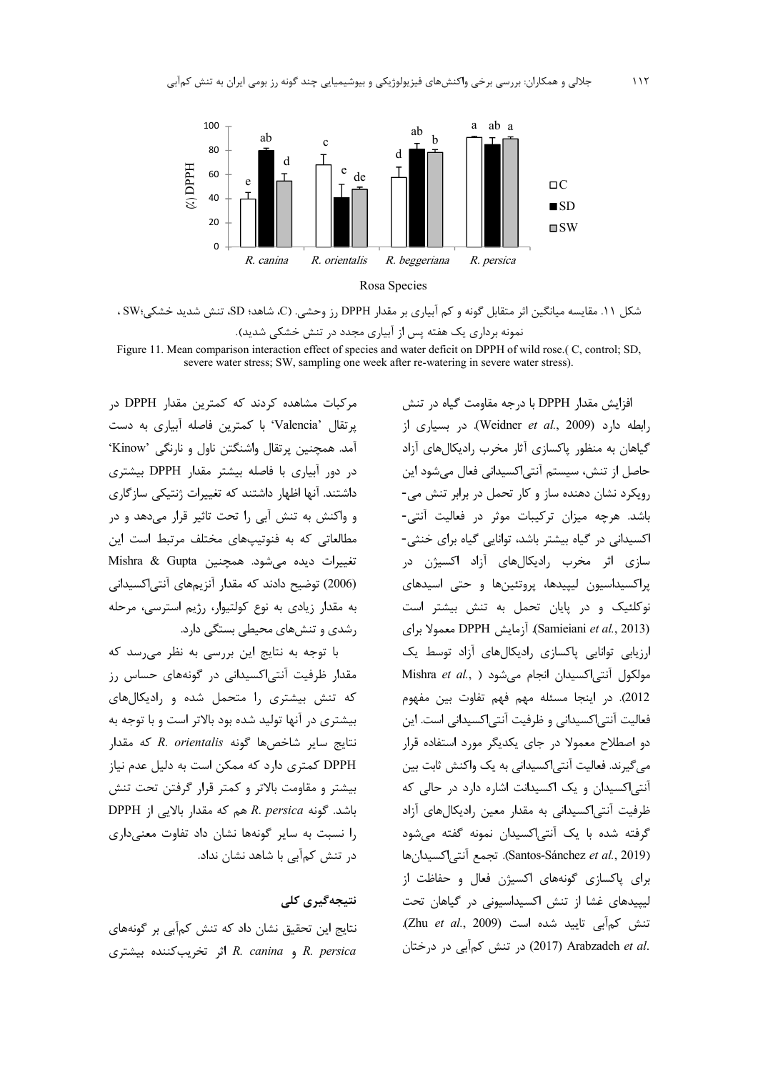شکل ۱۱. مقایسه میانگین اثر متقابل گونه و کم آبیاری بر مقدار DPPH رز وحشی. (C، شاهد؛ SD، تنش شدید خشکی؛SW ، نمونه برداری یک هفته پس از آبیاری مجدد در تنش خشکی شدید).

Figure 11. Mean comparison interaction effect of species and water deficit on DPPH of wild rose.( C, control; SD, severe water stress; SW, sampling one week after re-watering in severe water stress).

افزایش مقدار DPPH با درجه مقاومت گیاه در تنش رابطه دارد (Weidner *et al.*, 2009). در بسیاری از گیاهان به منظور پاکسازی آثار مخرب رادیکال‌های آزاد حاصل از تنش، سیستم آنتی‌اکسیدانی فعال می‌شود این رویکرد نشان دهنده ساز و کار تحمل در برابر تنش می-باشد. هرچه میزان ترکیبات موثر در فعالیت آنتی-اکسیدانی در گیاه بیشتر باشد، توانایی گیاه برای خنثی-سازی اثر مخرب رادیکال‌های آزاد اکسیژن در پراکسیداسیون لیپیدها، پروتئین‌ها و حتی اسیدهای نوکلئیک و در پایان تحمل به تنش بیشتر است (Samieiani *et al.*, 2013). آزمایش DPPH معمولا برای ارزیابی توانایی پاکسازی رادیکال‌های آزاد توسط یک مولکول آنتی‌اکسیدان انجام می‌شود (Mishra *et al.*, 2012). در اینجا مسئله مهم فهم تفاوت بین مفهوم فعالیت آنتی‌اکسیدانی و ظرفیت آنتی‌اکسیدانی است. این دو اصطلاح معمولا در جای یکدیگر مورد استفاده قرار می‌گیرند. فعالیت آنتی‌اکسیدانی به یک واکنش ثابت بین آنتی‌اکسیدان و یک اکسیدانت اشاره دارد در حالی که ظرفیت آنتی‌اکسیدانی به مقدار معین رادیکال‌های آزاد گرفته شده با یک آنتی‌اکسیدان نمونه گفته می‌شود (Santos-Sánchez *et al.*, 2019). تجمع آنتی‌اکسیدان‌ها برای پاکسازی گونه‌های اکسیژن فعال و حفاظت از لیپیدهای غشا از تنش اکسیداسیونی در گیاهان تحت تنش کم‌آبی تایید شده است (Zhu *et al.*, 2009). Arabzadeh *et al.* (2017) در تنش کم‌آبی در درختان مرکبات مشاهده کردند که کمترین مقدار DPPH در پرتقال 'Valencia' با کمترین فاصله آبیاری به دست آمد. همچنین پرتقال واشنگتن ناول و نارنگی 'Kinow' در دور آبیاری با فاصله بیشتر مقدار DPPH بیشتری داشتند. آنها اظهار داشتند که تغییرات ژنتیکی سازگاری و واکنش به تنش آبی را تحت تاثیر قرار می‌دهد و در مطالعاتی که به فنوتیپ‌های مختلف مرتبط است این تغییرات دیده می‌شود. همچنین Mishra & Gupta (2006) توضیح دادند که مقدار آنزیم‌های آنتی‌اکسیدانی به مقدار زیادی به نوع کولتیوار، رژیم استرسی، مرحله رشدی و تنش‌های محیطی بستگی دارد.

با توجه به نتایج این بررسی به نظر می‌رسد که مقدار ظرفیت آنتی‌اکسیدانی در گونه‌های حساس رز که تنش بیشتری را متحمل شده و رادیکال‌های بیشتری در آنها تولید شده بود بالاتر است و با توجه به نتایج سایر شاخص‌ها گونه *R. orientalis* که مقدار DPPH کمتری دارد که ممکن است به دلیل عدم نیاز بیشتر و مقاومت بالاتر و کمتر قرار گرفتن تحت تنش باشد. گونه *R. persica* هم که مقدار بالایی از DPPH را نسبت به سایر گونه‌ها نشان داد تفاوت معنی‌داری در تنش کم‌آبی با شاهد نشان نداد.

## نتیجه‌گیری کلی

نتایج این تحقیق نشان داد که تنش کم‌آبی بر گونه‌های *R. persica* و *R. canina* اثر تخریب‌کننده بیشتری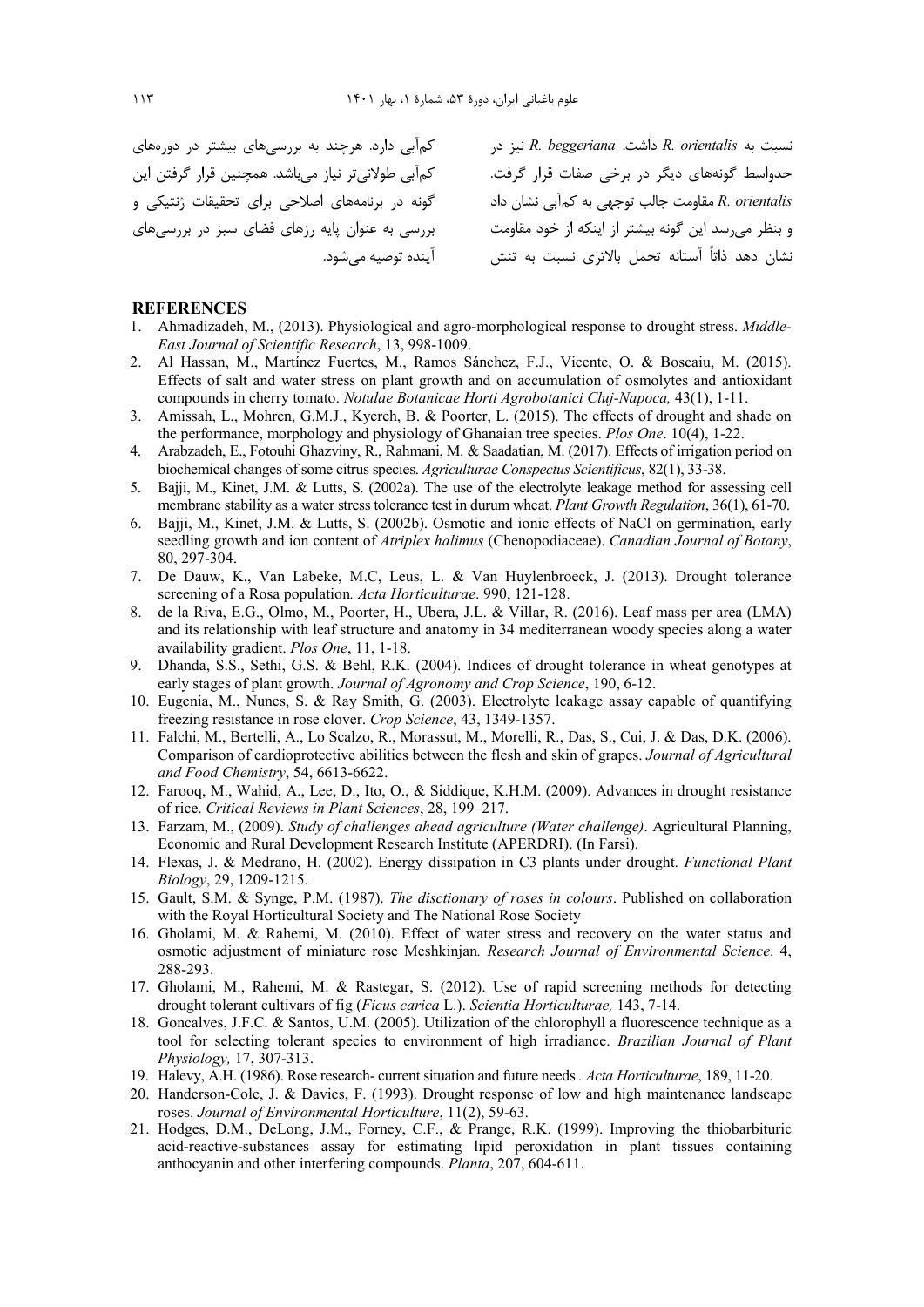نسبت به *R. orientalis* داشت. *R. beggeriana* نیز در حدواسط گونه‌های دیگر در برخی صفات قرار گرفت. *R. orientalis* مقاومت جالب توجهی به کم‌آبی نشان داد و بنظر می‌رسد این گونه بیشتر از اینکه از خود مقاومت نشان دهد ذاتاً آستانه تحمل بالاتری نسبت به تنش

کم‌آبی دارد. هرچند به بررسی‌های بیشتر در دوره‌های کم‌آبی طولانی‌تر نیاز می‌باشد. همچنین قرار گرفتن این گونه در برنامه‌های اصلاحی برای تحقیقات ژنتیکی و بررسی به عنوان پایه رزهای فضای سبز در بررسی‌های آینده توصیه می‌شود.

## REFERENCES

1. Ahmadizadeh, M., (2013). Physiological and agro-morphological response to drought stress. *Middle-East Journal of Scientific Research*, 13, 998-1009.
2. Al Hassan, M., Martínez Fuertes, M., Ramos Sánchez, F.J., Vicente, O. & Boscaiu, M. (2015). Effects of salt and water stress on plant growth and on accumulation of osmolytes and antioxidant compounds in cherry tomato. *Notulae Botanicae Horti Agrobotanici Cluj-Napoca,* 43(1), 1-11.
3. Amissah, L., Mohren, G.M.J., Kyereh, B. & Poorter, L. (2015). The effects of drought and shade on the performance, morphology and physiology of Ghanaian tree species. *Plos One*. 10(4), 1-22.
4. Arabzadeh, E., Fotouhi Ghazviny, R., Rahmani, M. & Saadatian, M. (2017). Effects of irrigation period on biochemical changes of some citrus species. *Agriculturae Conspectus Scientificus*, 82(1), 33-38.
5. Bajji, M., Kinet, J.M. & Lutts, S. (2002a). The use of the electrolyte leakage method for assessing cell membrane stability as a water stress tolerance test in durum wheat. *Plant Growth Regulation*, 36(1), 61-70.
6. Bajji, M., Kinet, J.M. & Lutts, S. (2002b). Osmotic and ionic effects of NaCl on germination, early seedling growth and ion content of *Atriplex halimus* (Chenopodiaceae). *Canadian Journal of Botany*, 80, 297-304.
7. De Dauw, K., Van Labeke, M.C, Leus, L. & Van Huylenbroeck, J. (2013). Drought tolerance screening of a Rosa population*. Acta Horticulturae*. 990, 121-128.
8. de la Riva, E.G., Olmo, M., Poorter, H., Ubera, J.L. & Villar, R. (2016). Leaf mass per area (LMA) and its relationship with leaf structure and anatomy in 34 mediterranean woody species along a water availability gradient. *Plos One*, 11, 1-18.
9. Dhanda, S.S., Sethi, G.S. & Behl, R.K. (2004). Indices of drought tolerance in wheat genotypes at early stages of plant growth. *Journal of Agronomy and Crop Science*, 190, 6-12.
10. Eugenia, M., Nunes, S. & Ray Smith, G. (2003). Electrolyte leakage assay capable of quantifying freezing resistance in rose clover. *Crop Science*, 43, 1349-1357.
11. Falchi, M., Bertelli, A., Lo Scalzo, R., Morassut, M., Morelli, R., Das, S., Cui, J. & Das, D.K. (2006). Comparison of cardioprotective abilities between the flesh and skin of grapes. *Journal of Agricultural and Food Chemistry*, 54, 6613-6622.
12. Farooq, M., Wahid, A., Lee, D., Ito, O., & Siddique, K.H.M. (2009). Advances in drought resistance of rice. *Critical Reviews in Plant Sciences*, 28, 199–217.
13. Farzam, M., (2009). *Study of challenges ahead agriculture (Water challenge)*. Agricultural Planning, Economic and Rural Development Research Institute (APERDRI). (In Farsi).
14. Flexas, J. & Medrano, H. (2002). Energy dissipation in C3 plants under drought. *Functional Plant Biology*, 29, 1209-1215.
15. Gault, S.M. & Synge, P.M. (1987). *The disctionary of roses in colours*. Published on collaboration with the Royal Horticultural Society and The National Rose Society
16. Gholami, M. & Rahemi, M. (2010). Effect of water stress and recovery on the water status and osmotic adjustment of miniature rose Meshkinjan*. Research Journal of Environmental Science*. 4, 288-293.
17. Gholami, M., Rahemi, M. & Rastegar, S. (2012). Use of rapid screening methods for detecting drought tolerant cultivars of fig (*Ficus carica* L.). *Scientia Horticulturae,* 143, 7-14.
18. Goncalves, J.F.C. & Santos, U.M. (2005). Utilization of the chlorophyll a fluorescence technique as a tool for selecting tolerant species to environment of high irradiance. *Brazilian Journal of Plant Physiology,* 17, 307-313.
19. Halevy, A.H. (1986). Rose research- current situation and future needs*. Acta Horticulturae*, 189, 11-20.
20. Handerson-Cole, J. & Davies, F. (1993). Drought response of low and high maintenance landscape roses. *Journal of Environmental Horticulture*, 11(2), 59-63.
21. Hodges, D.M., DeLong, J.M., Forney, C.F., & Prange, R.K. (1999). Improving the thiobarbituric acid-reactive-substances assay for estimating lipid peroxidation in plant tissues containing anthocyanin and other interfering compounds. *Planta*, 207, 604-611.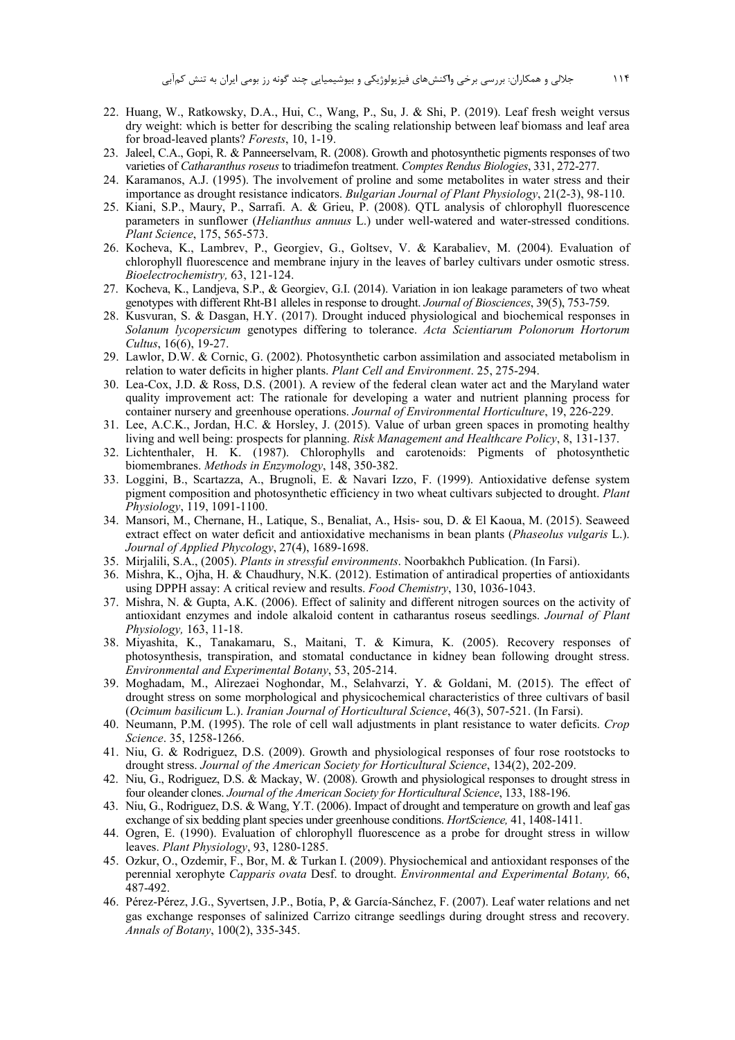22. Huang, W., Ratkowsky, D.A., Hui, C., Wang, P., Su, J. & Shi, P. (2019). Leaf fresh weight versus dry weight: which is better for describing the scaling relationship between leaf biomass and leaf area for broad-leaved plants? *Forests*, 10, 1-19.
23. Jaleel, C.A., Gopi, R. & Panneerselvam, R. (2008). Growth and photosynthetic pigments responses of two varieties of *Catharanthus roseus* to triadimefon treatment. *Comptes Rendus Biologies*, 331, 272-277.
24. Karamanos, A.J. (1995). The involvement of proline and some metabolites in water stress and their importance as drought resistance indicators. *Bulgarian Journal of Plant Physiology*, 21(2-3), 98-110.
25. Kiani, S.P., Maury, P., Sarrafi. A. & Grieu, P. (2008). QTL analysis of chlorophyll fluorescence parameters in sunflower (*Helianthus annuus* L.) under well-watered and water-stressed conditions. *Plant Science*, 175, 565-573.
26. Kocheva, K., Lambrev, P., Georgiev, G., Goltsev, V. & Karabaliev, M. (2004). Evaluation of chlorophyll fluorescence and membrane injury in the leaves of barley cultivars under osmotic stress. *Bioelectrochemistry,* 63, 121-124.
27. Kocheva, K., Landjeva, S.P., & Georgiev, G.I. (2014). Variation in ion leakage parameters of two wheat genotypes with different Rht-B1 alleles in response to drought. *Journal of Biosciences*, 39(5), 753-759.
28. Kusvuran, S. & Dasgan, H.Y. (2017). Drought induced physiological and biochemical responses in *Solanum lycopersicum* genotypes differing to tolerance. *Acta Scientiarum Polonorum Hortorum Cultus*, 16(6), 19-27.
29. Lawlor, D.W. & Cornic, G. (2002). Photosynthetic carbon assimilation and associated metabolism in relation to water deficits in higher plants. *Plant Cell and Environment*. 25, 275-294.
30. Lea-Cox, J.D. & Ross, D.S. (2001). A review of the federal clean water act and the Maryland water quality improvement act: The rationale for developing a water and nutrient planning process for container nursery and greenhouse operations. *Journal of Environmental Horticulture*, 19, 226-229.
31. Lee, A.C.K., Jordan, H.C. & Horsley, J. (2015). Value of urban green spaces in promoting healthy living and well being: prospects for planning. *Risk Management and Healthcare Policy*, 8, 131-137.
32. Lichtenthaler, H. K. (1987). Chlorophylls and carotenoids: Pigments of photosynthetic biomembranes. *Methods in Enzymology*, 148, 350-382.
33. Loggini, B., Scartazza, A., Brugnoli, E. & Navari Izzo, F. (1999). Antioxidative defense system pigment composition and photosynthetic efficiency in two wheat cultivars subjected to drought. *Plant Physiology*, 119, 1091-1100.
34. Mansori, M., Chernane, H., Latique, S., Benaliat, A., Hsis- sou, D. & El Kaoua, M. (2015). Seaweed extract effect on water deficit and antioxidative mechanisms in bean plants (*Phaseolus vulgaris* L.). *Journal of Applied Phycology*, 27(4), 1689-1698.
35. Mirjalili, S.A., (2005). *Plants in stressful environments*. Noorbakhch Publication. (In Farsi).
36. Mishra, K., Ojha, H. & Chaudhury, N.K. (2012). Estimation of antiradical properties of antioxidants using DPPH assay: A critical review and results. *Food Chemistry*, 130, 1036-1043.
37. Mishra, N. & Gupta, A.K. (2006). Effect of salinity and different nitrogen sources on the activity of antioxidant enzymes and indole alkaloid content in catharantus roseus seedlings. *Journal of Plant Physiology,* 163, 11-18.
38. Miyashita, K., Tanakamaru, S., Maitani, T. & Kimura, K. (2005). Recovery responses of photosynthesis, transpiration, and stomatal conductance in kidney bean following drought stress. *Environmental and Experimental Botany*, 53, 205-214.
39. Moghadam, M., Alirezaei Noghondar, M., Selahvarzi, Y. & Goldani, M. (2015). The effect of drought stress on some morphological and physicochemical characteristics of three cultivars of basil (*Ocimum basilicum* L.). *Iranian Journal of Horticultural Science*, 46(3), 507-521. (In Farsi).
40. Neumann, P.M. (1995). The role of cell wall adjustments in plant resistance to water deficits. *Crop Science*. 35, 1258-1266.
41. Niu, G. & Rodriguez, D.S. (2009). Growth and physiological responses of four rose rootstocks to drought stress. *Journal of the American Society for Horticultural Science*, 134(2), 202-209.
42. Niu, G., Rodriguez, D.S. & Mackay, W. (2008). Growth and physiological responses to drought stress in four oleander clones. *Journal of the American Society for Horticultural Science*, 133, 188-196.
43. Niu, G., Rodriguez, D.S. & Wang, Y.T. (2006). Impact of drought and temperature on growth and leaf gas exchange of six bedding plant species under greenhouse conditions. *HortScience,* 41, 1408-1411.
44. Ogren, E. (1990). Evaluation of chlorophyll fluorescence as a probe for drought stress in willow leaves. *Plant Physiology*, 93, 1280-1285.
45. Ozkur, O., Ozdemir, F., Bor, M. & Turkan I. (2009). Physiochemical and antioxidant responses of the perennial xerophyte *Capparis ovata* Desf. to drought. *Environmental and Experimental Botany,* 66, 487-492.
46. Pérez-Pérez, J.G., Syvertsen, J.P., Botía, P, & García-Sánchez, F. (2007). Leaf water relations and net gas exchange responses of salinized Carrizo citrange seedlings during drought stress and recovery. *Annals of Botany*, 100(2), 335-345.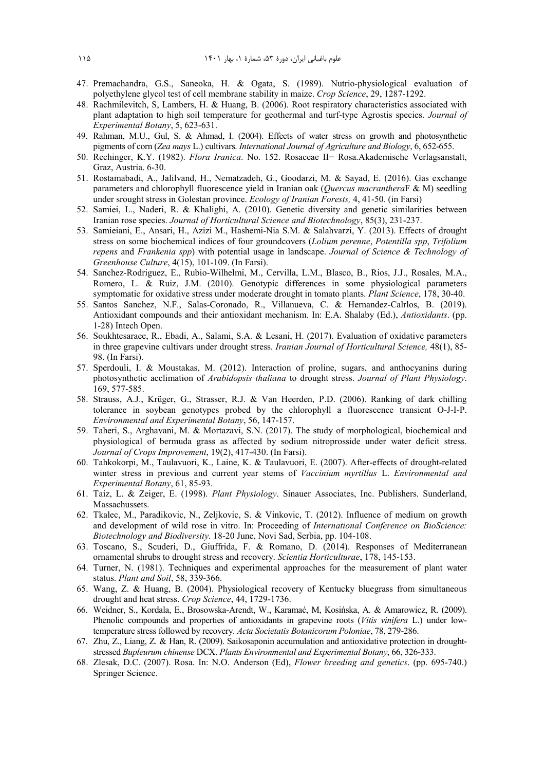47. Premachandra, G.S., Saneoka, H. & Ogata, S. (1989). Nutrio-physiological evaluation of polyethylene glycol test of cell membrane stability in maize. *Crop Science*, 29, 1287-1292.
48. Rachmilevitch, S, Lambers, H. & Huang, B. (2006). Root respiratory characteristics associated with plant adaptation to high soil temperature for geothermal and turf-type Agrostis species. *Journal of Experimental Botany*, 5, 623-631.
49. Rahman, M.U., Gul, S. & Ahmad, I. (2004). Effects of water stress on growth and photosynthetic pigments of corn (*Zea mays* L.) cultivars. *International Journal of Agriculture and Biology*, 6, 652-655.
50. Rechinger, K.Y. (1982). *Flora Iranica*. No. 152. Rosaceae II− Rosa.Akademische Verlagsanstalt, Graz, Austria. 6-30.
51. Rostamabadi, A., Jalilvand, H., Nematzadeh, G., Goodarzi, M. & Sayad, E. (2016). Gas exchange parameters and chlorophyll fluorescence yield in Iranian oak (*Quercus macranthera*F & M) seedling under srought stress in Golestan province. *Ecology of Iranian Forests,* 4, 41-50. (in Farsi)
52. Samiei, L., Naderi, R. & Khalighi, A. (2010). Genetic diversity and genetic similarities between Iranian rose species. *Journal of Horticultural Science and Biotechnology*, 85(3), 231-237.
53. Samieiani, E., Ansari, H., Azizi M., Hashemi-Nia S.M. & Salahvarzi, Y. (2013). Effects of drought stress on some biochemical indices of four groundcovers (*Lolium perenne*, *Potentilla spp*, *Trifolium repens* and *Frankenia spp*) with potential usage in landscape. *Journal of Science & Technology of Greenhouse Culture*, 4(15), 101-109. (In Farsi).
54. Sanchez-Rodriguez, E., Rubio-Wilhelmi, M., Cervilla, L.M., Blasco, B., Rios, J.J., Rosales, M.A., Romero, L. & Ruiz, J.M. (2010). Genotypic differences in some physiological parameters symptomatic for oxidative stress under moderate drought in tomato plants. *Plant Science*, 178, 30-40.
55. Santos Sanchez, N.F., Salas-Coronado, R., Villanueva, C. & Hernandez-Calrlos, B. (2019). Antioxidant compounds and their antioxidant mechanism. In: E.A. Shalaby (Ed.), *Antioxidants*. (pp. 1-28) Intech Open.
56. Soukhtesaraee, R., Ebadi, A., Salami, S.A. & Lesani, H. (2017). Evaluation of oxidative parameters in three grapevine cultivars under drought stress. *Iranian Journal of Horticultural Science,* 48(1), 85-98. (In Farsi).
57. Sperdouli, I. & Moustakas, M. (2012). Interaction of proline, sugars, and anthocyanins during photosynthetic acclimation of *Arabidopsis thaliana* to drought stress. *Journal of Plant Physiology*. 169, 577-585.
58. Strauss, A.J., Krüger, G., Strasser, R.J. & Van Heerden, P.D. (2006). Ranking of dark chilling tolerance in soybean genotypes probed by the chlorophyll a fluorescence transient O-J-I-P. *Environmental and Experimental Botany*, 56, 147-157.
59. Taheri, S., Arghavani, M. & Mortazavi, S.N. (2017). The study of morphological, biochemical and physiological of bermuda grass as affected by sodium nitroprosside under water deficit stress. *Journal of Crops Improvement*, 19(2), 417-430. (In Farsi).
60. Tahkokorpi, M., Taulavuori, K., Laine, K. & Taulavuori, E. (2007). After-effects of drought-related winter stress in previous and current year stems of *Vaccinium myrtillus* L. *Environmental and Experimental Botany*, 61, 85-93.
61. Taiz, L. & Zeiger, E. (1998). *Plant Physiology*. Sinauer Associates, Inc. Publishers. Sunderland, Massachussets.
62. Tkalec, M., Paradikovic, N., Zeljkovic, S. & Vinkovic, T. (2012). Influence of medium on growth and development of wild rose in vitro. In: Proceeding of *International Conference on BioScience: Biotechnology and Biodiversity*. 18-20 June, Novi Sad, Serbia, pp. 104-108.
63. Toscano, S., Scuderi, D., Giuffrida, F. & Romano, D. (2014). Responses of Mediterranean ornamental shrubs to drought stress and recovery. *Scientia Horticulturae*, 178, 145-153.
64. Turner, N. (1981). Techniques and experimental approaches for the measurement of plant water status. *Plant and Soil*, 58, 339-366.
65. Wang, Z. & Huang, B. (2004). Physiological recovery of Kentucky bluegrass from simultaneous drought and heat stress. *Crop Science*, 44, 1729-1736.
66. Weidner, S., Kordala, E., Brosowska-Arendt, W., Karamać, M, Kosińska, A. & Amarowicz, R. (2009). Phenolic compounds and properties of antioxidants in grapevine roots (*Vitis vinifera* L.) under low-temperature stress followed by recovery. *Acta Societatis Botanicorum Poloniae*, 78, 279-286.
67. Zhu, Z., Liang, Z. & Han, R. (2009). Saikosaponin accumulation and antioxidative protection in drought-stressed *Bupleurum chinense* DCX. *Plants Environmental and Experimental Botany*, 66, 326-333.
68. Zlesak, D.C. (2007). Rosa. In: N.O. Anderson (Ed), *Flower breeding and genetics*. (pp. 695-740.) Springer Science.